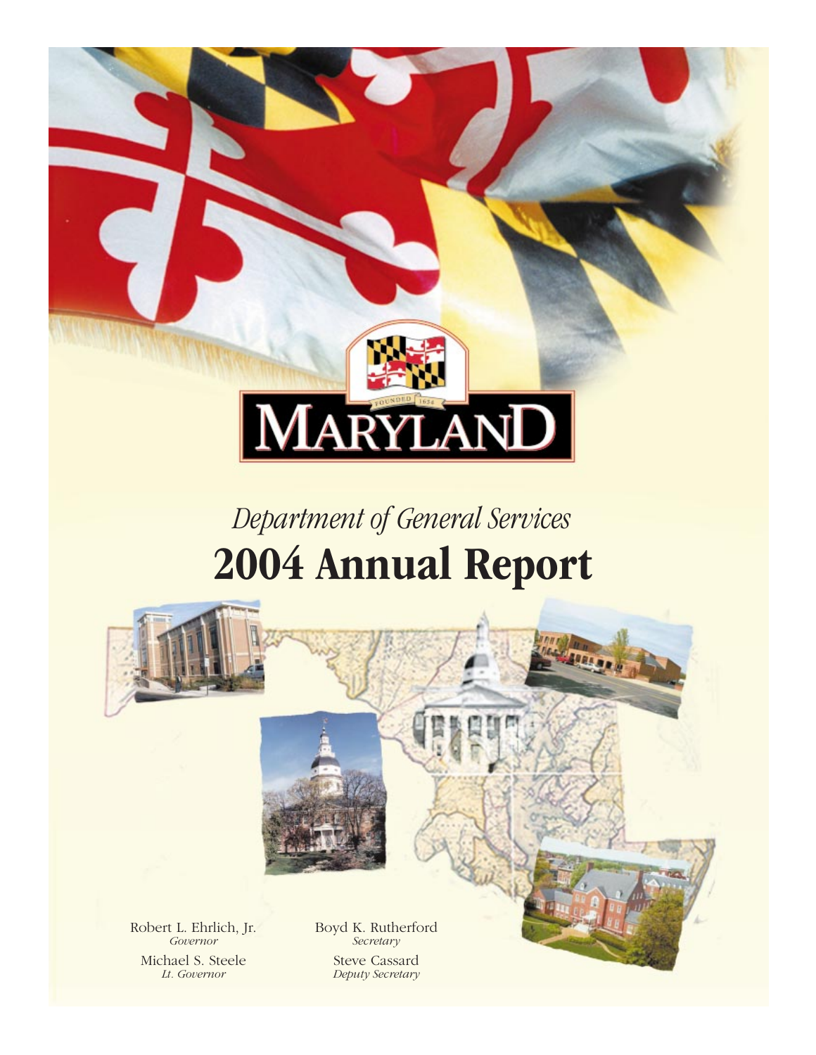MARYLAND

FOUNDED 1634

*Department of General Services*

# 2004 Annual Report

Robert L. Ehrlich, Jr.
*Governor*

Michael S. Steele
*Lt. Governor*

Boyd K. Rutherford
*Secretary*

Steve Cassard
*Deputy Secretary*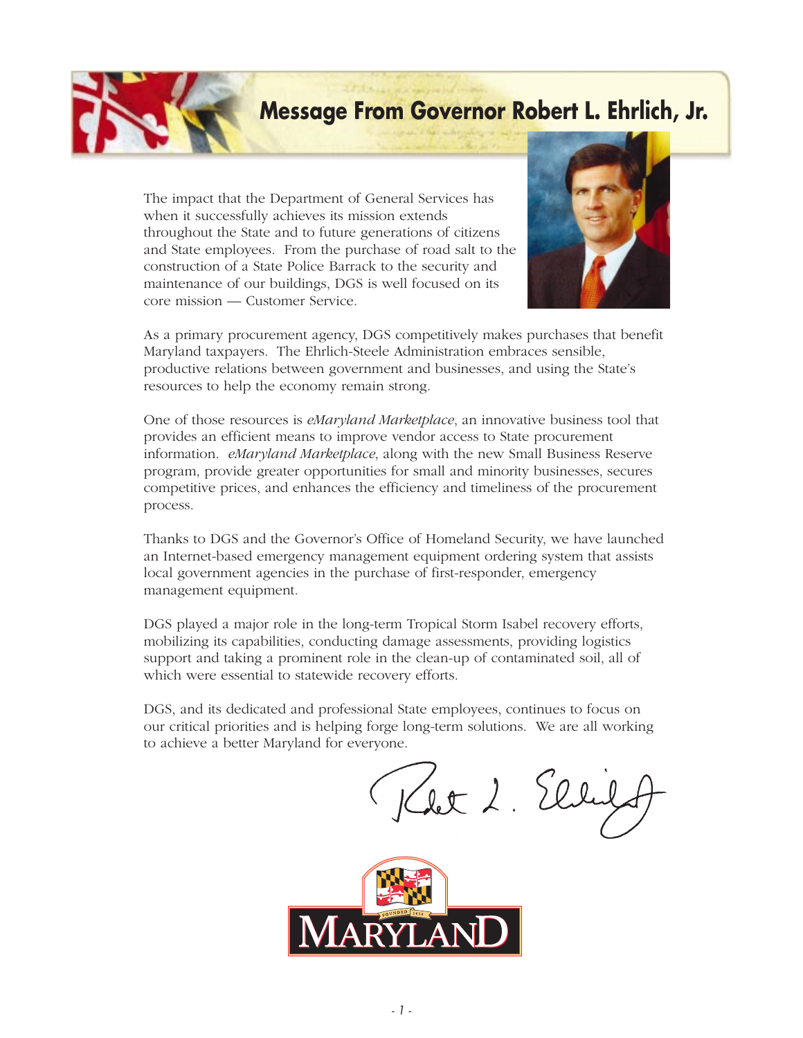# Message From Governor Robert L. Ehrlich, Jr.

The impact that the Department of General Services has when it successfully achieves its mission extends throughout the State and to future generations of citizens and State employees. From the purchase of road salt to the construction of a State Police Barrack to the security and maintenance of our buildings, DGS is well focused on its core mission — Customer Service.

As a primary procurement agency, DGS competitively makes purchases that benefit Maryland taxpayers. The Ehrlich-Steele Administration embraces sensible, productive relations between government and businesses, and using the State's resources to help the economy remain strong.

One of those resources is *eMaryland Marketplace*, an innovative business tool that provides an efficient means to improve vendor access to State procurement information. *eMaryland Marketplace*, along with the new Small Business Reserve program, provide greater opportunities for small and minority businesses, secures competitive prices, and enhances the efficiency and timeliness of the procurement process.

Thanks to DGS and the Governor's Office of Homeland Security, we have launched an Internet-based emergency management equipment ordering system that assists local government agencies in the purchase of first-responder, emergency management equipment.

DGS played a major role in the long-term Tropical Storm Isabel recovery efforts, mobilizing its capabilities, conducting damage assessments, providing logistics support and taking a prominent role in the clean-up of contaminated soil, all of which were essential to statewide recovery efforts.

DGS, and its dedicated and professional State employees, continues to focus on our critical priorities and is helping forge long-term solutions. We are all working to achieve a better Maryland for everyone.

MARYLAND

FOUNDED 1634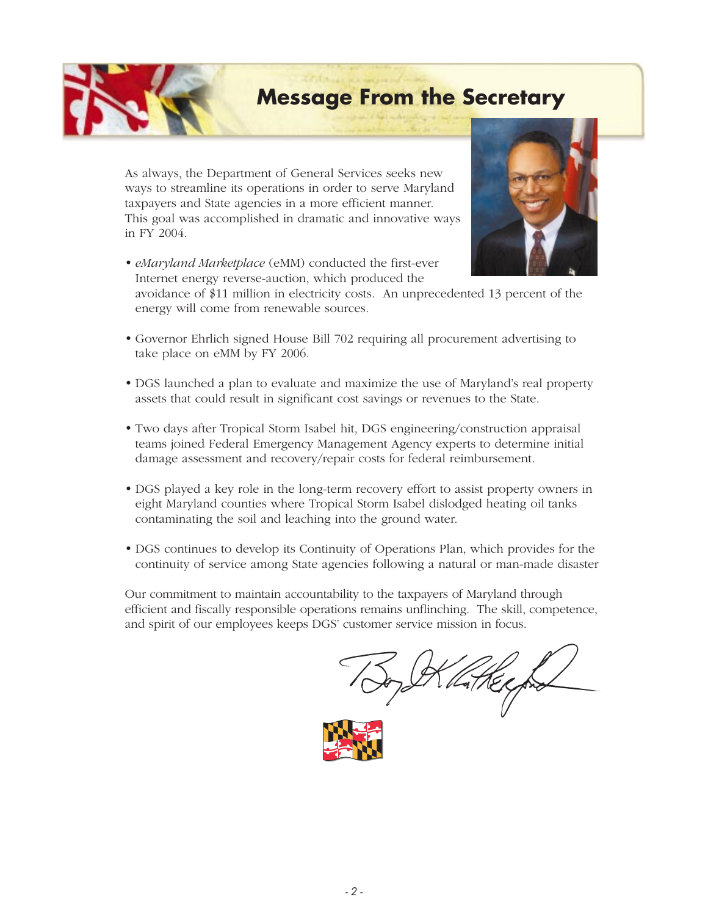# Message From the Secretary

As always, the Department of General Services seeks new ways to streamline its operations in order to serve Maryland taxpayers and State agencies in a more efficient manner. This goal was accomplished in dramatic and innovative ways in FY 2004.

- *eMaryland Marketplace* (eMM) conducted the first-ever Internet energy reverse-auction, which produced the avoidance of $11 million in electricity costs. An unprecedented 13 percent of the energy will come from renewable sources.
- Governor Ehrlich signed House Bill 702 requiring all procurement advertising to take place on eMM by FY 2006.
- DGS launched a plan to evaluate and maximize the use of Maryland's real property assets that could result in significant cost savings or revenues to the State.
- Two days after Tropical Storm Isabel hit, DGS engineering/construction appraisal teams joined Federal Emergency Management Agency experts to determine initial damage assessment and recovery/repair costs for federal reimbursement.
- DGS played a key role in the long-term recovery effort to assist property owners in eight Maryland counties where Tropical Storm Isabel dislodged heating oil tanks contaminating the soil and leaching into the ground water.
- DGS continues to develop its Continuity of Operations Plan, which provides for the continuity of service among State agencies following a natural or man-made disaster

Our commitment to maintain accountability to the taxpayers of Maryland through efficient and fiscally responsible operations remains unflinching. The skill, competence, and spirit of our employees keeps DGS' customer service mission in focus.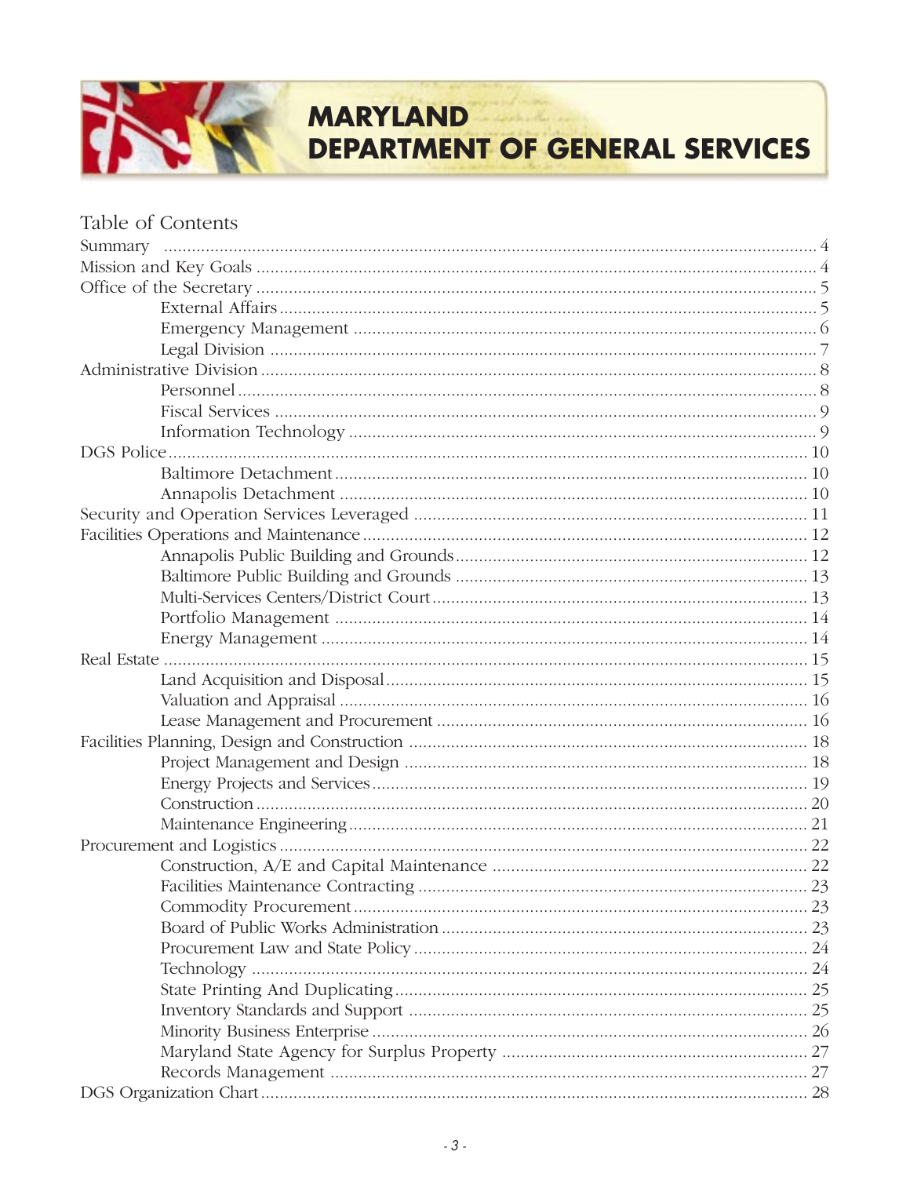# MARYLAND DEPARTMENT OF GENERAL SERVICES

## Table of Contents

- Summary ........ 4
- Mission and Key Goals ........ 4
- Office of the Secretary ........ 5
  - External Affairs ........ 5
  - Emergency Management ........ 6
  - Legal Division ........ 7
- Administrative Division ........ 8
  - Personnel ........ 8
  - Fiscal Services ........ 9
  - Information Technology ........ 9
- DGS Police ........ 10
  - Baltimore Detachment ........ 10
  - Annapolis Detachment ........ 10
- Security and Operation Services Leveraged ........ 11
- Facilities Operations and Maintenance ........ 12
  - Annapolis Public Building and Grounds ........ 12
  - Baltimore Public Building and Grounds ........ 13
  - Multi-Services Centers/District Court ........ 13
  - Portfolio Management ........ 14
  - Energy Management ........ 14
- Real Estate ........ 15
  - Land Acquisition and Disposal ........ 15
  - Valuation and Appraisal ........ 16
  - Lease Management and Procurement ........ 16
- Facilities Planning, Design and Construction ........ 18
  - Project Management and Design ........ 18
  - Energy Projects and Services ........ 19
  - Construction ........ 20
  - Maintenance Engineering ........ 21
- Procurement and Logistics ........ 22
  - Construction, A/E and Capital Maintenance ........ 22
  - Facilities Maintenance Contracting ........ 23
  - Commodity Procurement ........ 23
  - Board of Public Works Administration ........ 23
  - Procurement Law and State Policy ........ 24
  - Technology ........ 24
  - State Printing And Duplicating ........ 25
  - Inventory Standards and Support ........ 25
  - Minority Business Enterprise ........ 26
  - Maryland State Agency for Surplus Property ........ 27
  - Records Management ........ 27
- DGS Organization Chart ........ 28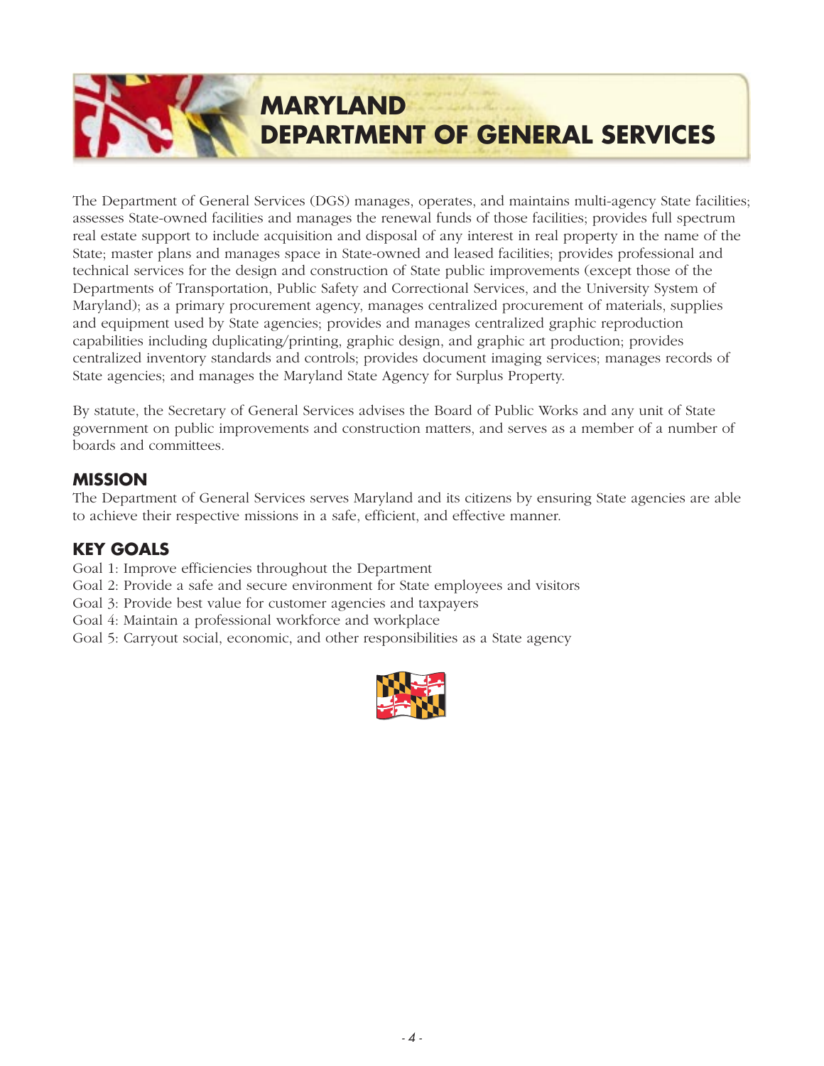# MARYLAND DEPARTMENT OF GENERAL SERVICES

The Department of General Services (DGS) manages, operates, and maintains multi-agency State facilities; assesses State-owned facilities and manages the renewal funds of those facilities; provides full spectrum real estate support to include acquisition and disposal of any interest in real property in the name of the State; master plans and manages space in State-owned and leased facilities; provides professional and technical services for the design and construction of State public improvements (except those of the Departments of Transportation, Public Safety and Correctional Services, and the University System of Maryland); as a primary procurement agency, manages centralized procurement of materials, supplies and equipment used by State agencies; provides and manages centralized graphic reproduction capabilities including duplicating/printing, graphic design, and graphic art production; provides centralized inventory standards and controls; provides document imaging services; manages records of State agencies; and manages the Maryland State Agency for Surplus Property.

By statute, the Secretary of General Services advises the Board of Public Works and any unit of State government on public improvements and construction matters, and serves as a member of a number of boards and committees.

## MISSION

The Department of General Services serves Maryland and its citizens by ensuring State agencies are able to achieve their respective missions in a safe, efficient, and effective manner.

## KEY GOALS

Goal 1: Improve efficiencies throughout the Department
Goal 2: Provide a safe and secure environment for State employees and visitors
Goal 3: Provide best value for customer agencies and taxpayers
Goal 4: Maintain a professional workforce and workplace
Goal 5: Carryout social, economic, and other responsibilities as a State agency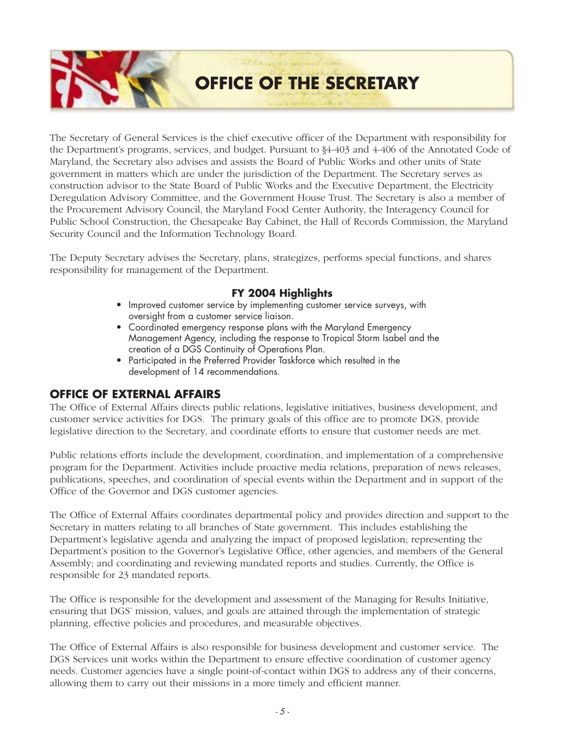# OFFICE OF THE SECRETARY

The Secretary of General Services is the chief executive officer of the Department with responsibility for the Department's programs, services, and budget. Pursuant to §4-403 and 4-406 of the Annotated Code of Maryland, the Secretary also advises and assists the Board of Public Works and other units of State government in matters which are under the jurisdiction of the Department. The Secretary serves as construction advisor to the State Board of Public Works and the Executive Department, the Electricity Deregulation Advisory Committee, and the Government House Trust. The Secretary is also a member of the Procurement Advisory Council, the Maryland Food Center Authority, the Interagency Council for Public School Construction, the Chesapeake Bay Cabinet, the Hall of Records Commission, the Maryland Security Council and the Information Technology Board.

The Deputy Secretary advises the Secretary, plans, strategizes, performs special functions, and shares responsibility for management of the Department.

### FY 2004 Highlights

- Improved customer service by implementing customer service surveys, with oversight from a customer service liaison.
- Coordinated emergency response plans with the Maryland Emergency Management Agency, including the response to Tropical Storm Isabel and the creation of a DGS Continuity of Operations Plan.
- Participated in the Preferred Provider Taskforce which resulted in the development of 14 recommendations.

## OFFICE OF EXTERNAL AFFAIRS

The Office of External Affairs directs public relations, legislative initiatives, business development, and customer service activities for DGS. The primary goals of this office are to promote DGS, provide legislative direction to the Secretary, and coordinate efforts to ensure that customer needs are met.

Public relations efforts include the development, coordination, and implementation of a comprehensive program for the Department. Activities include proactive media relations, preparation of news releases, publications, speeches, and coordination of special events within the Department and in support of the Office of the Governor and DGS customer agencies.

The Office of External Affairs coordinates departmental policy and provides direction and support to the Secretary in matters relating to all branches of State government. This includes establishing the Department's legislative agenda and analyzing the impact of proposed legislation; representing the Department's position to the Governor's Legislative Office, other agencies, and members of the General Assembly; and coordinating and reviewing mandated reports and studies. Currently, the Office is responsible for 23 mandated reports.

The Office is responsible for the development and assessment of the Managing for Results Initiative, ensuring that DGS' mission, values, and goals are attained through the implementation of strategic planning, effective policies and procedures, and measurable objectives.

The Office of External Affairs is also responsible for business development and customer service. The DGS Services unit works within the Department to ensure effective coordination of customer agency needs. Customer agencies have a single point-of-contact within DGS to address any of their concerns, allowing them to carry out their missions in a more timely and efficient manner.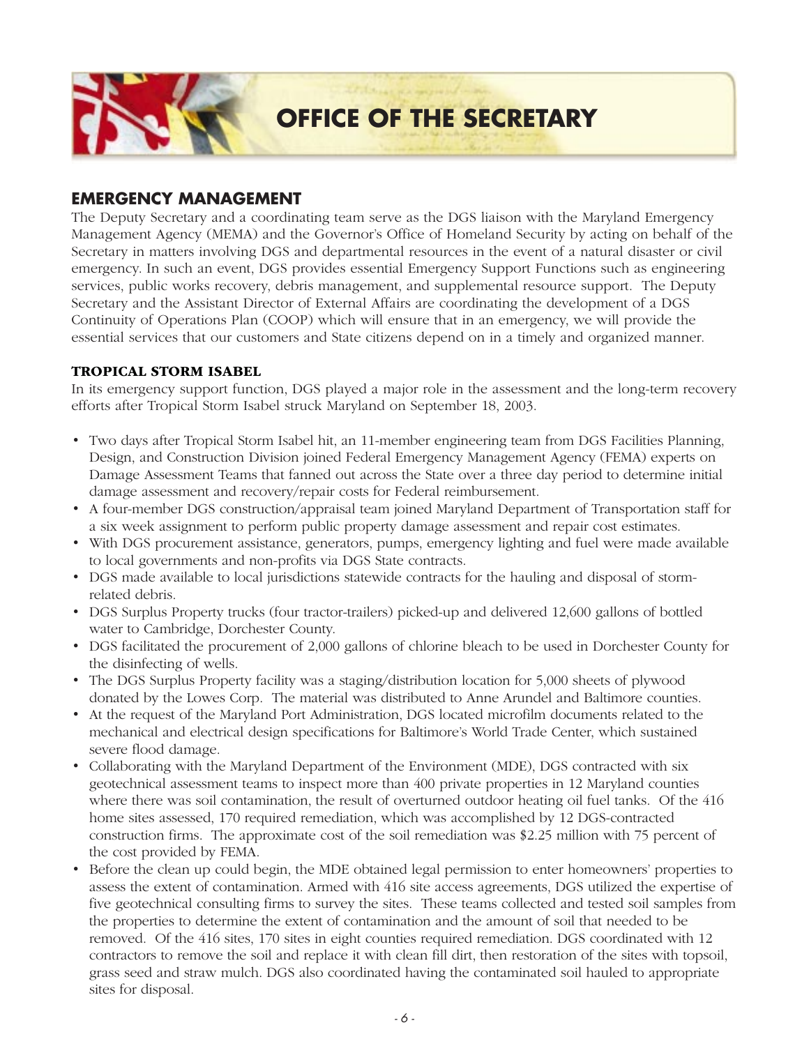# OFFICE OF THE SECRETARY

## EMERGENCY MANAGEMENT

The Deputy Secretary and a coordinating team serve as the DGS liaison with the Maryland Emergency Management Agency (MEMA) and the Governor's Office of Homeland Security by acting on behalf of the Secretary in matters involving DGS and departmental resources in the event of a natural disaster or civil emergency. In such an event, DGS provides essential Emergency Support Functions such as engineering services, public works recovery, debris management, and supplemental resource support. The Deputy Secretary and the Assistant Director of External Affairs are coordinating the development of a DGS Continuity of Operations Plan (COOP) which will ensure that in an emergency, we will provide the essential services that our customers and State citizens depend on in a timely and organized manner.

### TROPICAL STORM ISABEL

In its emergency support function, DGS played a major role in the assessment and the long-term recovery efforts after Tropical Storm Isabel struck Maryland on September 18, 2003.

- Two days after Tropical Storm Isabel hit, an 11-member engineering team from DGS Facilities Planning, Design, and Construction Division joined Federal Emergency Management Agency (FEMA) experts on Damage Assessment Teams that fanned out across the State over a three day period to determine initial damage assessment and recovery/repair costs for Federal reimbursement.
- A four-member DGS construction/appraisal team joined Maryland Department of Transportation staff for a six week assignment to perform public property damage assessment and repair cost estimates.
- With DGS procurement assistance, generators, pumps, emergency lighting and fuel were made available to local governments and non-profits via DGS State contracts.
- DGS made available to local jurisdictions statewide contracts for the hauling and disposal of storm-related debris.
- DGS Surplus Property trucks (four tractor-trailers) picked-up and delivered 12,600 gallons of bottled water to Cambridge, Dorchester County.
- DGS facilitated the procurement of 2,000 gallons of chlorine bleach to be used in Dorchester County for the disinfecting of wells.
- The DGS Surplus Property facility was a staging/distribution location for 5,000 sheets of plywood donated by the Lowes Corp. The material was distributed to Anne Arundel and Baltimore counties.
- At the request of the Maryland Port Administration, DGS located microfilm documents related to the mechanical and electrical design specifications for Baltimore's World Trade Center, which sustained severe flood damage.
- Collaborating with the Maryland Department of the Environment (MDE), DGS contracted with six geotechnical assessment teams to inspect more than 400 private properties in 12 Maryland counties where there was soil contamination, the result of overturned outdoor heating oil fuel tanks. Of the 416 home sites assessed, 170 required remediation, which was accomplished by 12 DGS-contracted construction firms. The approximate cost of the soil remediation was $2.25 million with 75 percent of the cost provided by FEMA.
- Before the clean up could begin, the MDE obtained legal permission to enter homeowners' properties to assess the extent of contamination. Armed with 416 site access agreements, DGS utilized the expertise of five geotechnical consulting firms to survey the sites. These teams collected and tested soil samples from the properties to determine the extent of contamination and the amount of soil that needed to be removed. Of the 416 sites, 170 sites in eight counties required remediation. DGS coordinated with 12 contractors to remove the soil and replace it with clean fill dirt, then restoration of the sites with topsoil, grass seed and straw mulch. DGS also coordinated having the contaminated soil hauled to appropriate sites for disposal.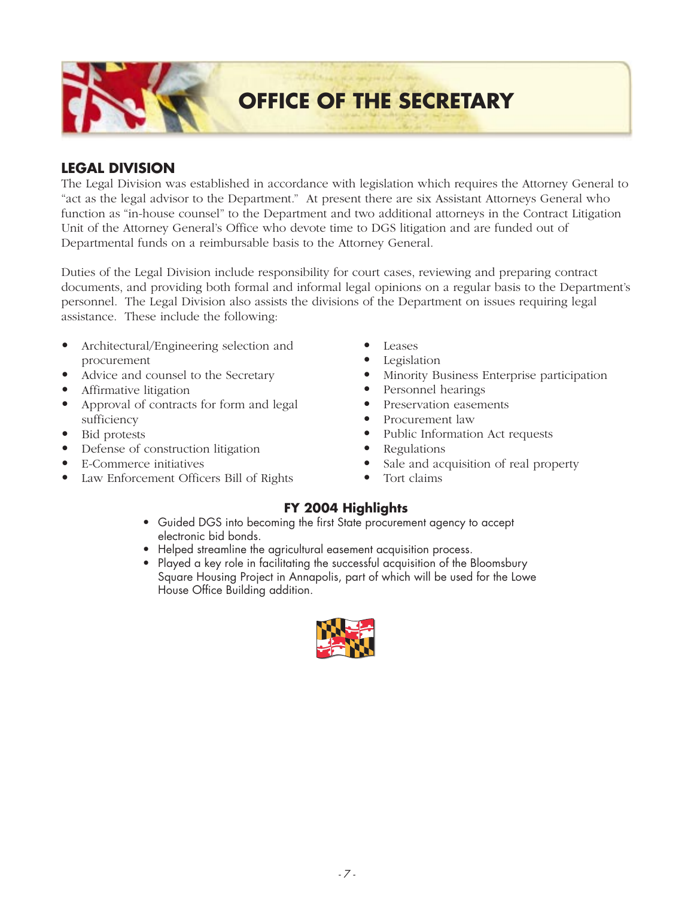# OFFICE OF THE SECRETARY

## LEGAL DIVISION

The Legal Division was established in accordance with legislation which requires the Attorney General to "act as the legal advisor to the Department." At present there are six Assistant Attorneys General who function as "in-house counsel" to the Department and two additional attorneys in the Contract Litigation Unit of the Attorney General's Office who devote time to DGS litigation and are funded out of Departmental funds on a reimbursable basis to the Attorney General.

Duties of the Legal Division include responsibility for court cases, reviewing and preparing contract documents, and providing both formal and informal legal opinions on a regular basis to the Department's personnel. The Legal Division also assists the divisions of the Department on issues requiring legal assistance. These include the following:

- Architectural/Engineering selection and procurement
- Advice and counsel to the Secretary
- Affirmative litigation
- Approval of contracts for form and legal sufficiency
- Bid protests
- Defense of construction litigation
- E-Commerce initiatives
- Law Enforcement Officers Bill of Rights
- Leases
- Legislation
- Minority Business Enterprise participation
- Personnel hearings
- Preservation easements
- Procurement law
- Public Information Act requests
- Regulations
- Sale and acquisition of real property
- Tort claims

### FY 2004 Highlights

- Guided DGS into becoming the first State procurement agency to accept electronic bid bonds.
- Helped streamline the agricultural easement acquisition process.
- Played a key role in facilitating the successful acquisition of the Bloomsbury Square Housing Project in Annapolis, part of which will be used for the Lowe House Office Building addition.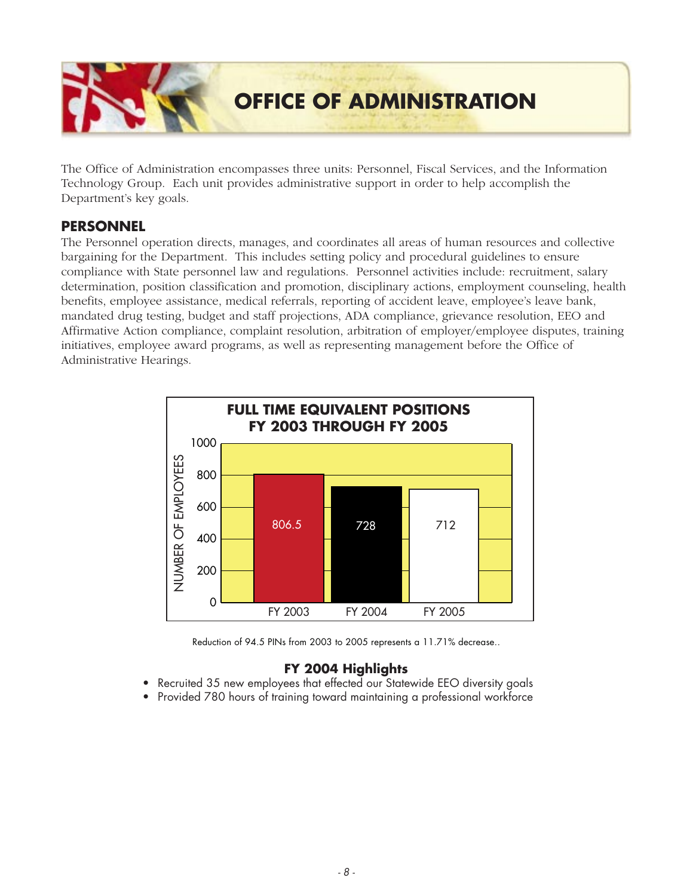# OFFICE OF ADMINISTRATION

The Office of Administration encompasses three units: Personnel, Fiscal Services, and the Information Technology Group. Each unit provides administrative support in order to help accomplish the Department's key goals.

## PERSONNEL

The Personnel operation directs, manages, and coordinates all areas of human resources and collective bargaining for the Department. This includes setting policy and procedural guidelines to ensure compliance with State personnel law and regulations. Personnel activities include: recruitment, salary determination, position classification and promotion, disciplinary actions, employment counseling, health benefits, employee assistance, medical referrals, reporting of accident leave, employee's leave bank, mandated drug testing, budget and staff projections, ADA compliance, grievance resolution, EEO and Affirmative Action compliance, complaint resolution, arbitration of employer/employee disputes, training initiatives, employee award programs, as well as representing management before the Office of Administrative Hearings.

**FULL TIME EQUIVALENT POSITIONS FY 2003 THROUGH FY 2005**

| Fiscal Year | Number of Employees |
|---|---|
| FY 2003 | 806.5 |
| FY 2004 | 728 |
| FY 2005 | 712 |

Reduction of 94.5 PINs from 2003 to 2005 represents a 11.71% decrease..

### FY 2004 Highlights

- Recruited 35 new employees that effected our Statewide EEO diversity goals
- Provided 780 hours of training toward maintaining a professional workforce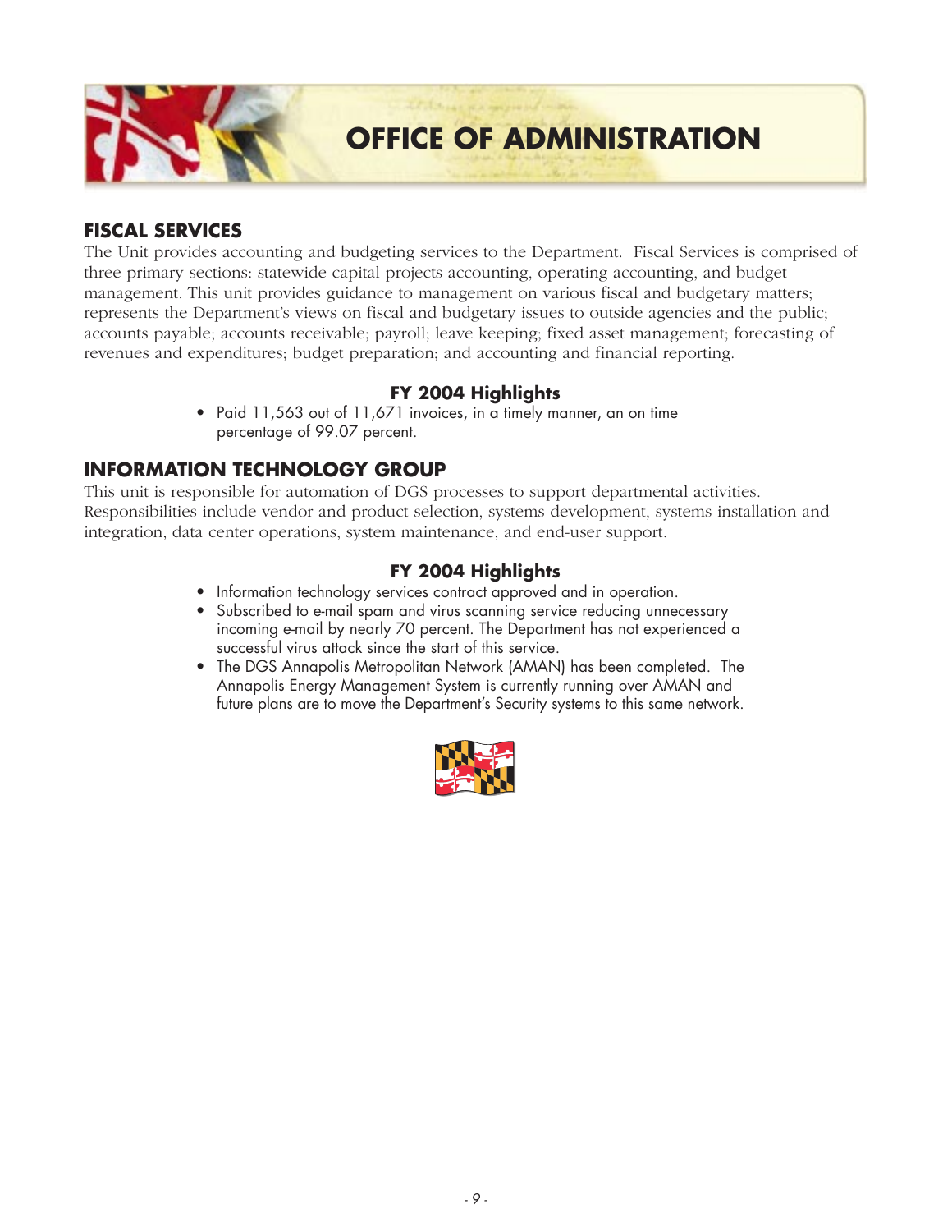# OFFICE OF ADMINISTRATION

## FISCAL SERVICES

The Unit provides accounting and budgeting services to the Department. Fiscal Services is comprised of three primary sections: statewide capital projects accounting, operating accounting, and budget management. This unit provides guidance to management on various fiscal and budgetary matters; represents the Department's views on fiscal and budgetary issues to outside agencies and the public; accounts payable; accounts receivable; payroll; leave keeping; fixed asset management; forecasting of revenues and expenditures; budget preparation; and accounting and financial reporting.

### FY 2004 Highlights

- Paid 11,563 out of 11,671 invoices, in a timely manner, an on time percentage of 99.07 percent.

## INFORMATION TECHNOLOGY GROUP

This unit is responsible for automation of DGS processes to support departmental activities. Responsibilities include vendor and product selection, systems development, systems installation and integration, data center operations, system maintenance, and end-user support.

### FY 2004 Highlights

- Information technology services contract approved and in operation.
- Subscribed to e-mail spam and virus scanning service reducing unnecessary incoming e-mail by nearly 70 percent. The Department has not experienced a successful virus attack since the start of this service.
- The DGS Annapolis Metropolitan Network (AMAN) has been completed. The Annapolis Energy Management System is currently running over AMAN and future plans are to move the Department's Security systems to this same network.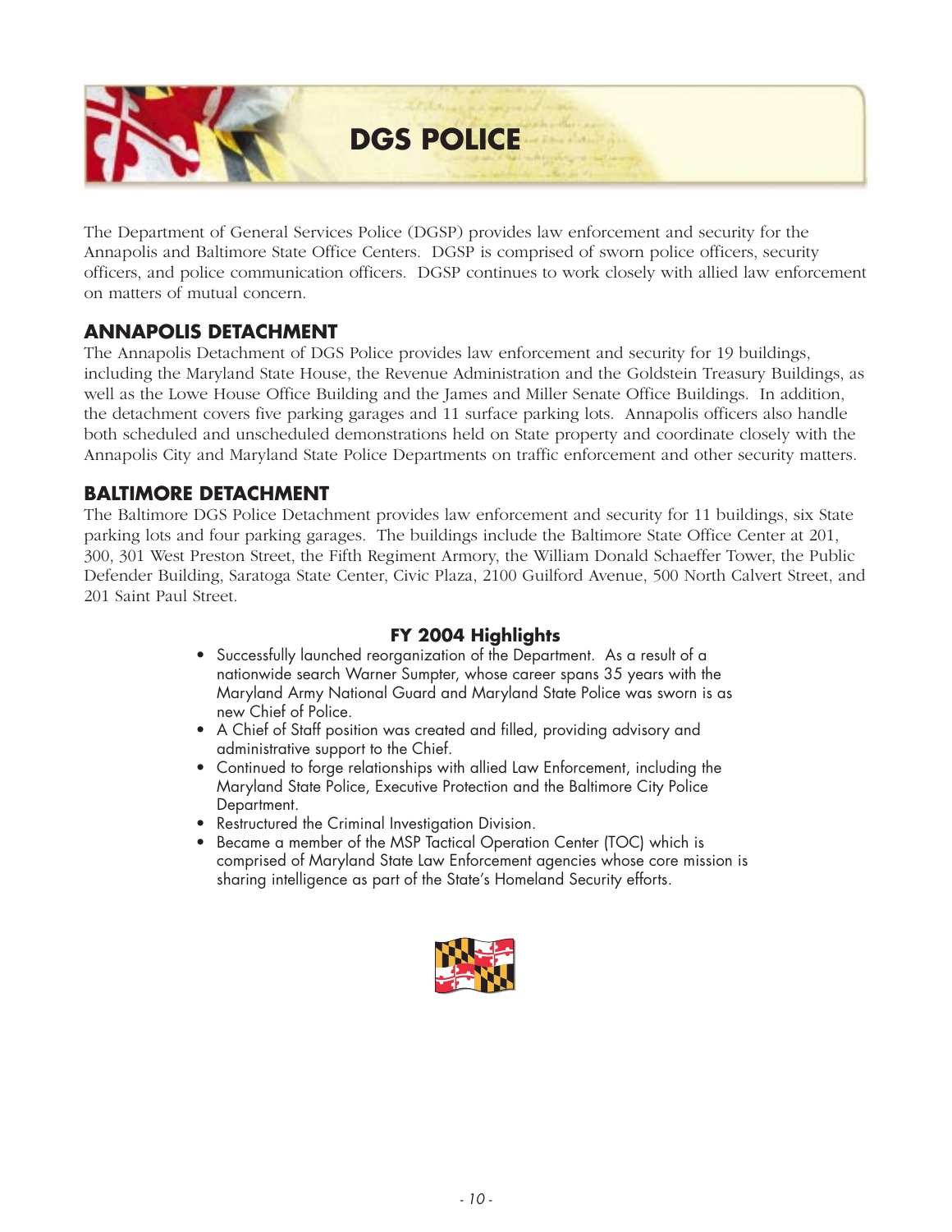# DGS POLICE

The Department of General Services Police (DGSP) provides law enforcement and security for the Annapolis and Baltimore State Office Centers. DGSP is comprised of sworn police officers, security officers, and police communication officers. DGSP continues to work closely with allied law enforcement on matters of mutual concern.

## ANNAPOLIS DETACHMENT

The Annapolis Detachment of DGS Police provides law enforcement and security for 19 buildings, including the Maryland State House, the Revenue Administration and the Goldstein Treasury Buildings, as well as the Lowe House Office Building and the James and Miller Senate Office Buildings. In addition, the detachment covers five parking garages and 11 surface parking lots. Annapolis officers also handle both scheduled and unscheduled demonstrations held on State property and coordinate closely with the Annapolis City and Maryland State Police Departments on traffic enforcement and other security matters.

## BALTIMORE DETACHMENT

The Baltimore DGS Police Detachment provides law enforcement and security for 11 buildings, six State parking lots and four parking garages. The buildings include the Baltimore State Office Center at 201, 300, 301 West Preston Street, the Fifth Regiment Armory, the William Donald Schaeffer Tower, the Public Defender Building, Saratoga State Center, Civic Plaza, 2100 Guilford Avenue, 500 North Calvert Street, and 201 Saint Paul Street.

### FY 2004 Highlights

- Successfully launched reorganization of the Department. As a result of a nationwide search Warner Sumpter, whose career spans 35 years with the Maryland Army National Guard and Maryland State Police was sworn is as new Chief of Police.
- A Chief of Staff position was created and filled, providing advisory and administrative support to the Chief.
- Continued to forge relationships with allied Law Enforcement, including the Maryland State Police, Executive Protection and the Baltimore City Police Department.
- Restructured the Criminal Investigation Division.
- Became a member of the MSP Tactical Operation Center (TOC) which is comprised of Maryland State Law Enforcement agencies whose core mission is sharing intelligence as part of the State's Homeland Security efforts.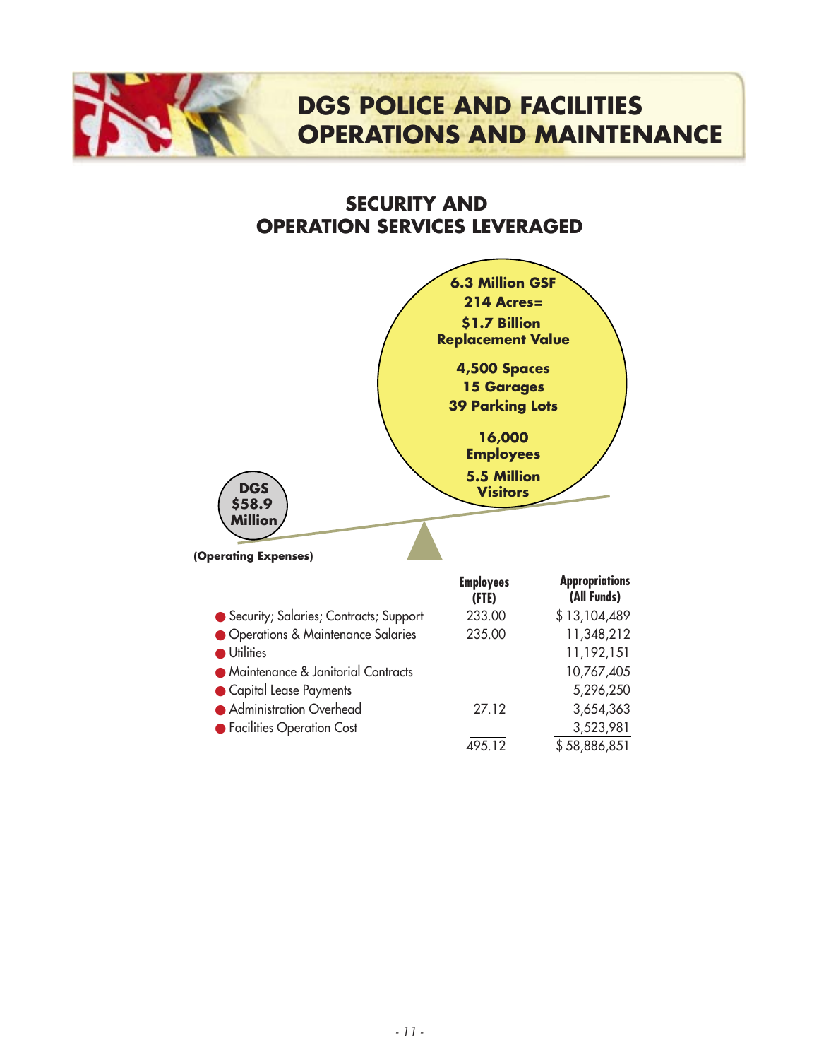# DGS POLICE AND FACILITIES OPERATIONS AND MAINTENANCE

## SECURITY AND OPERATION SERVICES LEVERAGED

**6.3 Million GSF**
**214 Acres=**
**$1.7 Billion Replacement Value**

**4,500 Spaces**
**15 Garages**
**39 Parking Lots**

**16,000 Employees**

**5.5 Million Visitors**

**DGS $58.9 Million**

**(Operating Expenses)**

| | Employees (FTE) | Appropriations (All Funds) |
|---|---|---|
| Security; Salaries; Contracts; Support | 233.00 | $ 13,104,489 |
| Operations & Maintenance Salaries | 235.00 | 11,348,212 |
| Utilities | | 11,192,151 |
| Maintenance & Janitorial Contracts | | 10,767,405 |
| Capital Lease Payments | | 5,296,250 |
| Administration Overhead | 27.12 | 3,654,363 |
| Facilities Operation Cost | | 3,523,981 |
| | 495.12 | $ 58,886,851 |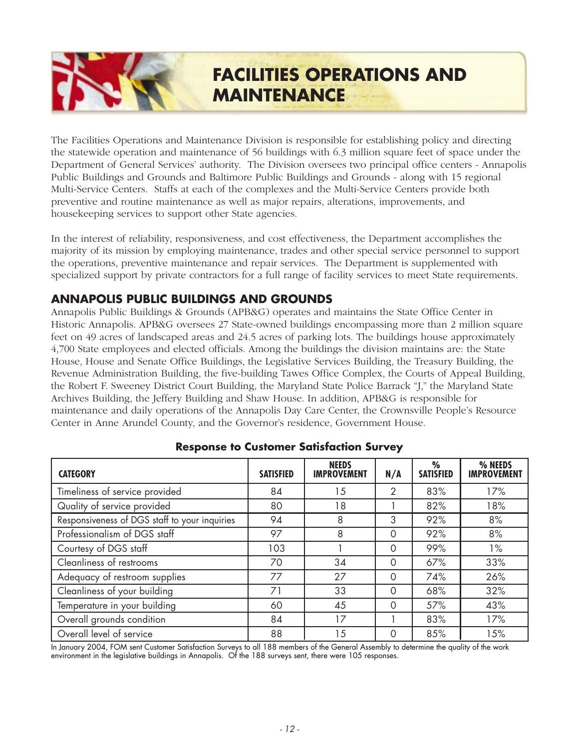# FACILITIES OPERATIONS AND MAINTENANCE

The Facilities Operations and Maintenance Division is responsible for establishing policy and directing the statewide operation and maintenance of 56 buildings with 6.3 million square feet of space under the Department of General Services' authority. The Division oversees two principal office centers - Annapolis Public Buildings and Grounds and Baltimore Public Buildings and Grounds - along with 15 regional Multi-Service Centers. Staffs at each of the complexes and the Multi-Service Centers provide both preventive and routine maintenance as well as major repairs, alterations, improvements, and housekeeping services to support other State agencies.

In the interest of reliability, responsiveness, and cost effectiveness, the Department accomplishes the majority of its mission by employing maintenance, trades and other special service personnel to support the operations, preventive maintenance and repair services. The Department is supplemented with specialized support by private contractors for a full range of facility services to meet State requirements.

## ANNAPOLIS PUBLIC BUILDINGS AND GROUNDS

Annapolis Public Buildings & Grounds (APB&G) operates and maintains the State Office Center in Historic Annapolis. APB&G oversees 27 State-owned buildings encompassing more than 2 million square feet on 49 acres of landscaped areas and 24.5 acres of parking lots. The buildings house approximately 4,700 State employees and elected officials. Among the buildings the division maintains are: the State House, House and Senate Office Buildings, the Legislative Services Building, the Treasury Building, the Revenue Administration Building, the five-building Tawes Office Complex, the Courts of Appeal Building, the Robert F. Sweeney District Court Building, the Maryland State Police Barrack "J," the Maryland State Archives Building, the Jeffery Building and Shaw House. In addition, APB&G is responsible for maintenance and daily operations of the Annapolis Day Care Center, the Crownsville People's Resource Center in Anne Arundel County, and the Governor's residence, Government House.

**Response to Customer Satisfaction Survey**

| CATEGORY | SATISFIED | NEEDS IMPROVEMENT | N/A | % SATISFIED | % NEEDS IMPROVEMENT |
|---|---|---|---|---|---|
| Timeliness of service provided | 84 | 15 | 2 | 83% | 17% |
| Quality of service provided | 80 | 18 | 1 | 82% | 18% |
| Responsiveness of DGS staff to your inquiries | 94 | 8 | 3 | 92% | 8% |
| Professionalism of DGS staff | 97 | 8 | 0 | 92% | 8% |
| Courtesy of DGS staff | 103 | 1 | 0 | 99% | 1% |
| Cleanliness of restrooms | 70 | 34 | 0 | 67% | 33% |
| Adequacy of restroom supplies | 77 | 27 | 0 | 74% | 26% |
| Cleanliness of your building | 71 | 33 | 0 | 68% | 32% |
| Temperature in your building | 60 | 45 | 0 | 57% | 43% |
| Overall grounds condition | 84 | 17 | 1 | 83% | 17% |
| Overall level of service | 88 | 15 | 0 | 85% | 15% |

In January 2004, FOM sent Customer Satisfaction Surveys to all 188 members of the General Assembly to determine the quality of the work environment in the legislative buildings in Annapolis. Of the 188 surveys sent, there were 105 responses.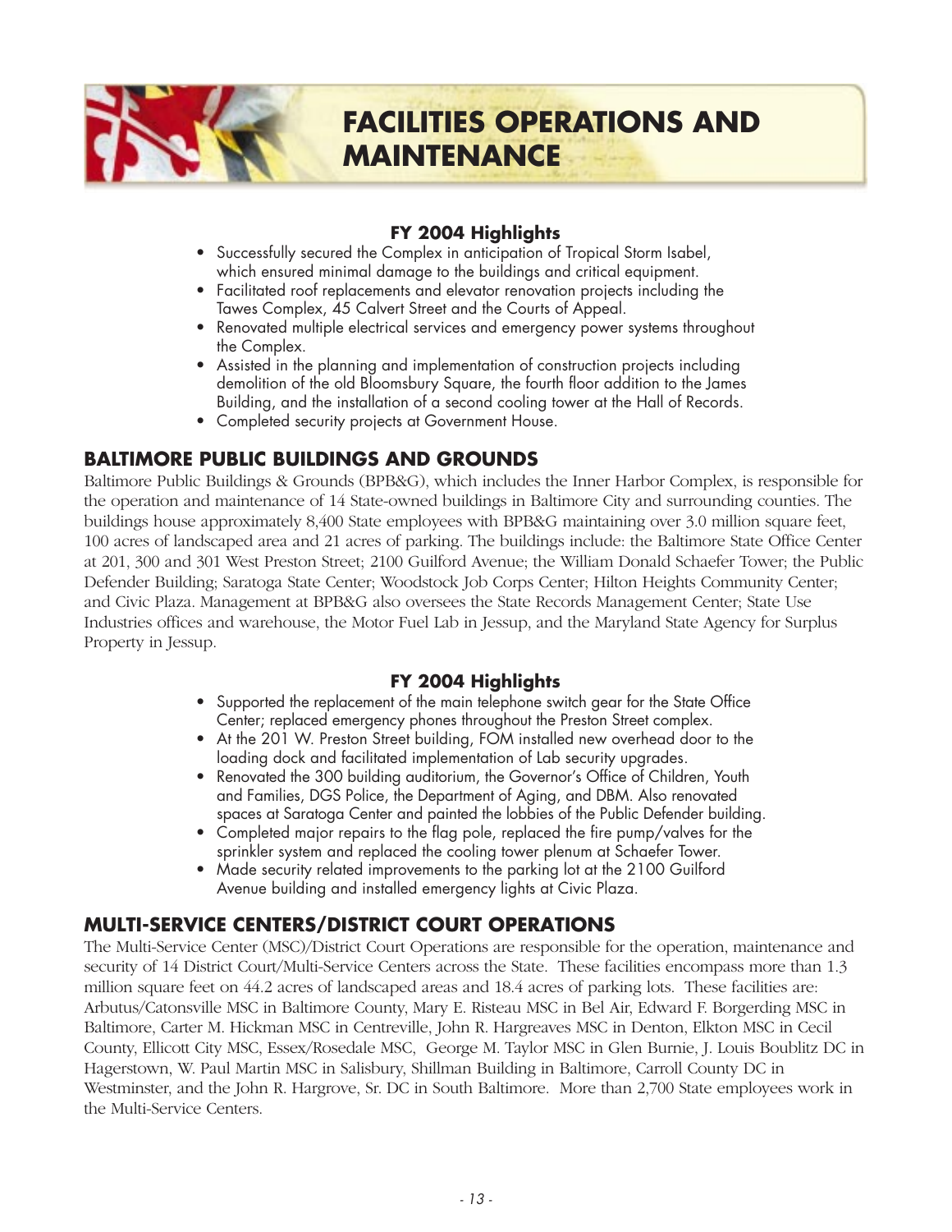# FACILITIES OPERATIONS AND MAINTENANCE

### FY 2004 Highlights

- Successfully secured the Complex in anticipation of Tropical Storm Isabel, which ensured minimal damage to the buildings and critical equipment.
- Facilitated roof replacements and elevator renovation projects including the Tawes Complex, 45 Calvert Street and the Courts of Appeal.
- Renovated multiple electrical services and emergency power systems throughout the Complex.
- Assisted in the planning and implementation of construction projects including demolition of the old Bloomsbury Square, the fourth floor addition to the James Building, and the installation of a second cooling tower at the Hall of Records.
- Completed security projects at Government House.

## BALTIMORE PUBLIC BUILDINGS AND GROUNDS

Baltimore Public Buildings & Grounds (BPB&G), which includes the Inner Harbor Complex, is responsible for the operation and maintenance of 14 State-owned buildings in Baltimore City and surrounding counties. The buildings house approximately 8,400 State employees with BPB&G maintaining over 3.0 million square feet, 100 acres of landscaped area and 21 acres of parking. The buildings include: the Baltimore State Office Center at 201, 300 and 301 West Preston Street; 2100 Guilford Avenue; the William Donald Schaefer Tower; the Public Defender Building; Saratoga State Center; Woodstock Job Corps Center; Hilton Heights Community Center; and Civic Plaza. Management at BPB&G also oversees the State Records Management Center; State Use Industries offices and warehouse, the Motor Fuel Lab in Jessup, and the Maryland State Agency for Surplus Property in Jessup.

### FY 2004 Highlights

- Supported the replacement of the main telephone switch gear for the State Office Center; replaced emergency phones throughout the Preston Street complex.
- At the 201 W. Preston Street building, FOM installed new overhead door to the loading dock and facilitated implementation of Lab security upgrades.
- Renovated the 300 building auditorium, the Governor's Office of Children, Youth and Families, DGS Police, the Department of Aging, and DBM. Also renovated spaces at Saratoga Center and painted the lobbies of the Public Defender building.
- Completed major repairs to the flag pole, replaced the fire pump/valves for the sprinkler system and replaced the cooling tower plenum at Schaefer Tower.
- Made security related improvements to the parking lot at the 2100 Guilford Avenue building and installed emergency lights at Civic Plaza.

## MULTI-SERVICE CENTERS/DISTRICT COURT OPERATIONS

The Multi-Service Center (MSC)/District Court Operations are responsible for the operation, maintenance and security of 14 District Court/Multi-Service Centers across the State. These facilities encompass more than 1.3 million square feet on 44.2 acres of landscaped areas and 18.4 acres of parking lots. These facilities are: Arbutus/Catonsville MSC in Baltimore County, Mary E. Risteau MSC in Bel Air, Edward F. Borgerding MSC in Baltimore, Carter M. Hickman MSC in Centreville, John R. Hargreaves MSC in Denton, Elkton MSC in Cecil County, Ellicott City MSC, Essex/Rosedale MSC, George M. Taylor MSC in Glen Burnie, J. Louis Boublitz DC in Hagerstown, W. Paul Martin MSC in Salisbury, Shillman Building in Baltimore, Carroll County DC in Westminster, and the John R. Hargrove, Sr. DC in South Baltimore. More than 2,700 State employees work in the Multi-Service Centers.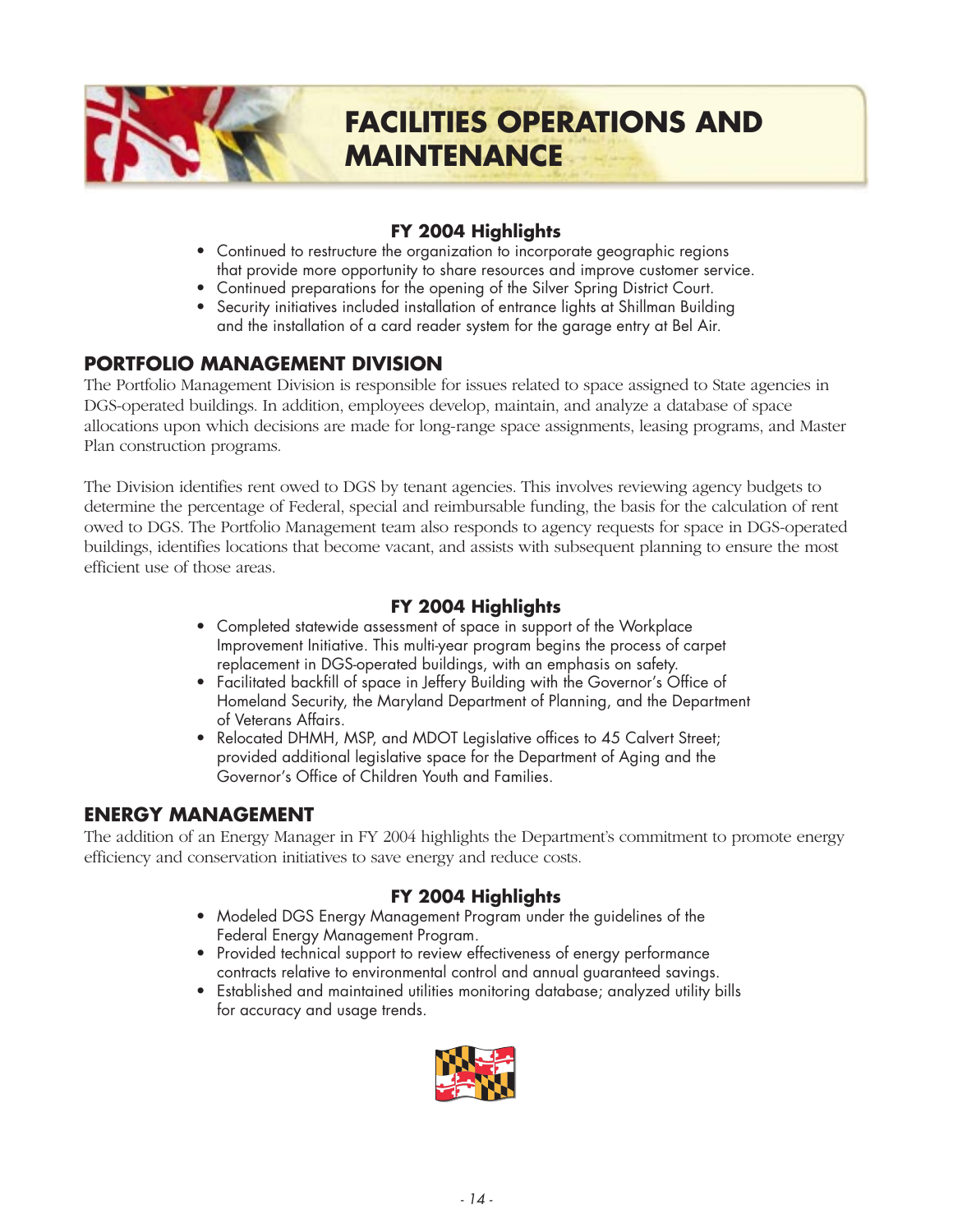# FACILITIES OPERATIONS AND MAINTENANCE

### FY 2004 Highlights

- Continued to restructure the organization to incorporate geographic regions that provide more opportunity to share resources and improve customer service.
- Continued preparations for the opening of the Silver Spring District Court.
- Security initiatives included installation of entrance lights at Shillman Building and the installation of a card reader system for the garage entry at Bel Air.

## PORTFOLIO MANAGEMENT DIVISION

The Portfolio Management Division is responsible for issues related to space assigned to State agencies in DGS-operated buildings. In addition, employees develop, maintain, and analyze a database of space allocations upon which decisions are made for long-range space assignments, leasing programs, and Master Plan construction programs.

The Division identifies rent owed to DGS by tenant agencies. This involves reviewing agency budgets to determine the percentage of Federal, special and reimbursable funding, the basis for the calculation of rent owed to DGS. The Portfolio Management team also responds to agency requests for space in DGS-operated buildings, identifies locations that become vacant, and assists with subsequent planning to ensure the most efficient use of those areas.

### FY 2004 Highlights

- Completed statewide assessment of space in support of the Workplace Improvement Initiative. This multi-year program begins the process of carpet replacement in DGS-operated buildings, with an emphasis on safety.
- Facilitated backfill of space in Jeffery Building with the Governor's Office of Homeland Security, the Maryland Department of Planning, and the Department of Veterans Affairs.
- Relocated DHMH, MSP, and MDOT Legislative offices to 45 Calvert Street; provided additional legislative space for the Department of Aging and the Governor's Office of Children Youth and Families.

## ENERGY MANAGEMENT

The addition of an Energy Manager in FY 2004 highlights the Department's commitment to promote energy efficiency and conservation initiatives to save energy and reduce costs.

### FY 2004 Highlights

- Modeled DGS Energy Management Program under the guidelines of the Federal Energy Management Program.
- Provided technical support to review effectiveness of energy performance contracts relative to environmental control and annual guaranteed savings.
- Established and maintained utilities monitoring database; analyzed utility bills for accuracy and usage trends.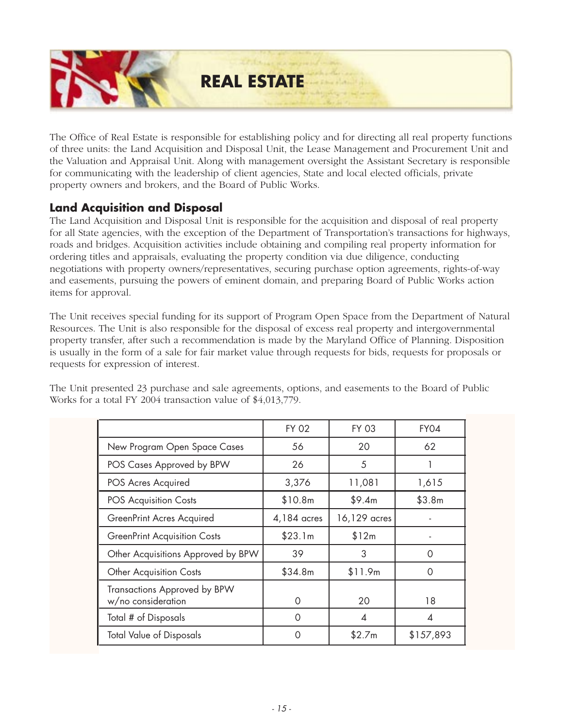# REAL ESTATE

The Office of Real Estate is responsible for establishing policy and for directing all real property functions of three units: the Land Acquisition and Disposal Unit, the Lease Management and Procurement Unit and the Valuation and Appraisal Unit. Along with management oversight the Assistant Secretary is responsible for communicating with the leadership of client agencies, State and local elected officials, private property owners and brokers, and the Board of Public Works.

## Land Acquisition and Disposal

The Land Acquisition and Disposal Unit is responsible for the acquisition and disposal of real property for all State agencies, with the exception of the Department of Transportation's transactions for highways, roads and bridges. Acquisition activities include obtaining and compiling real property information for ordering titles and appraisals, evaluating the property condition via due diligence, conducting negotiations with property owners/representatives, securing purchase option agreements, rights-of-way and easements, pursuing the powers of eminent domain, and preparing Board of Public Works action items for approval.

The Unit receives special funding for its support of Program Open Space from the Department of Natural Resources. The Unit is also responsible for the disposal of excess real property and intergovernmental property transfer, after such a recommendation is made by the Maryland Office of Planning. Disposition is usually in the form of a sale for fair market value through requests for bids, requests for proposals or requests for expression of interest.

The Unit presented 23 purchase and sale agreements, options, and easements to the Board of Public Works for a total FY 2004 transaction value of $4,013,779.

| | FY 02 | FY 03 | FY04 |
|---|---|---|---|
| New Program Open Space Cases | 56 | 20 | 62 |
| POS Cases Approved by BPW | 26 | 5 | 1 |
| POS Acres Acquired | 3,376 | 11,081 | 1,615 |
| POS Acquisition Costs | $10.8m | $9.4m | $3.8m |
| GreenPrint Acres Acquired | 4,184 acres | 16,129 acres | - |
| GreenPrint Acquisition Costs | $23.1m | $12m | - |
| Other Acquisitions Approved by BPW | 39 | 3 | 0 |
| Other Acquisition Costs | $34.8m | $11.9m | 0 |
| Transactions Approved by BPW w/no consideration | 0 | 20 | 18 |
| Total # of Disposals | 0 | 4 | 4 |
| Total Value of Disposals | 0 | $2.7m | $157,893 |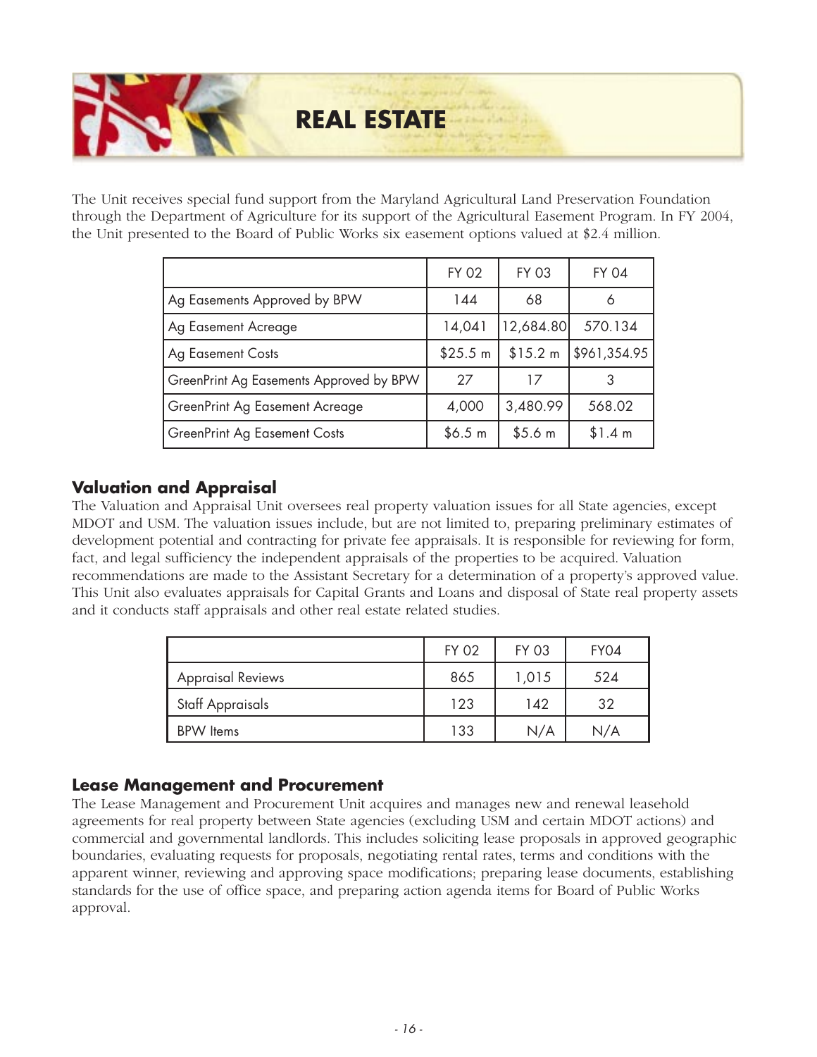# REAL ESTATE

The Unit receives special fund support from the Maryland Agricultural Land Preservation Foundation through the Department of Agriculture for its support of the Agricultural Easement Program. In FY 2004, the Unit presented to the Board of Public Works six easement options valued at $2.4 million.

| | FY 02 | FY 03 | FY 04 |
|---|---|---|---|
| Ag Easements Approved by BPW | 144 | 68 | 6 |
| Ag Easement Acreage | 14,041 | 12,684.80 | 570.134 |
| Ag Easement Costs | $25.5 m | $15.2 m | $961,354.95 |
| GreenPrint Ag Easements Approved by BPW | 27 | 17 | 3 |
| GreenPrint Ag Easement Acreage | 4,000 | 3,480.99 | 568.02 |
| GreenPrint Ag Easement Costs | $6.5 m | $5.6 m | $1.4 m |

## Valuation and Appraisal

The Valuation and Appraisal Unit oversees real property valuation issues for all State agencies, except MDOT and USM. The valuation issues include, but are not limited to, preparing preliminary estimates of development potential and contracting for private fee appraisals. It is responsible for reviewing for form, fact, and legal sufficiency the independent appraisals of the properties to be acquired. Valuation recommendations are made to the Assistant Secretary for a determination of a property's approved value. This Unit also evaluates appraisals for Capital Grants and Loans and disposal of State real property assets and it conducts staff appraisals and other real estate related studies.

| | FY 02 | FY 03 | FY04 |
|---|---|---|---|
| Appraisal Reviews | 865 | 1,015 | 524 |
| Staff Appraisals | 123 | 142 | 32 |
| BPW Items | 133 | N/A | N/A |

## Lease Management and Procurement

The Lease Management and Procurement Unit acquires and manages new and renewal leasehold agreements for real property between State agencies (excluding USM and certain MDOT actions) and commercial and governmental landlords. This includes soliciting lease proposals in approved geographic boundaries, evaluating requests for proposals, negotiating rental rates, terms and conditions with the apparent winner, reviewing and approving space modifications; preparing lease documents, establishing standards for the use of office space, and preparing action agenda items for Board of Public Works approval.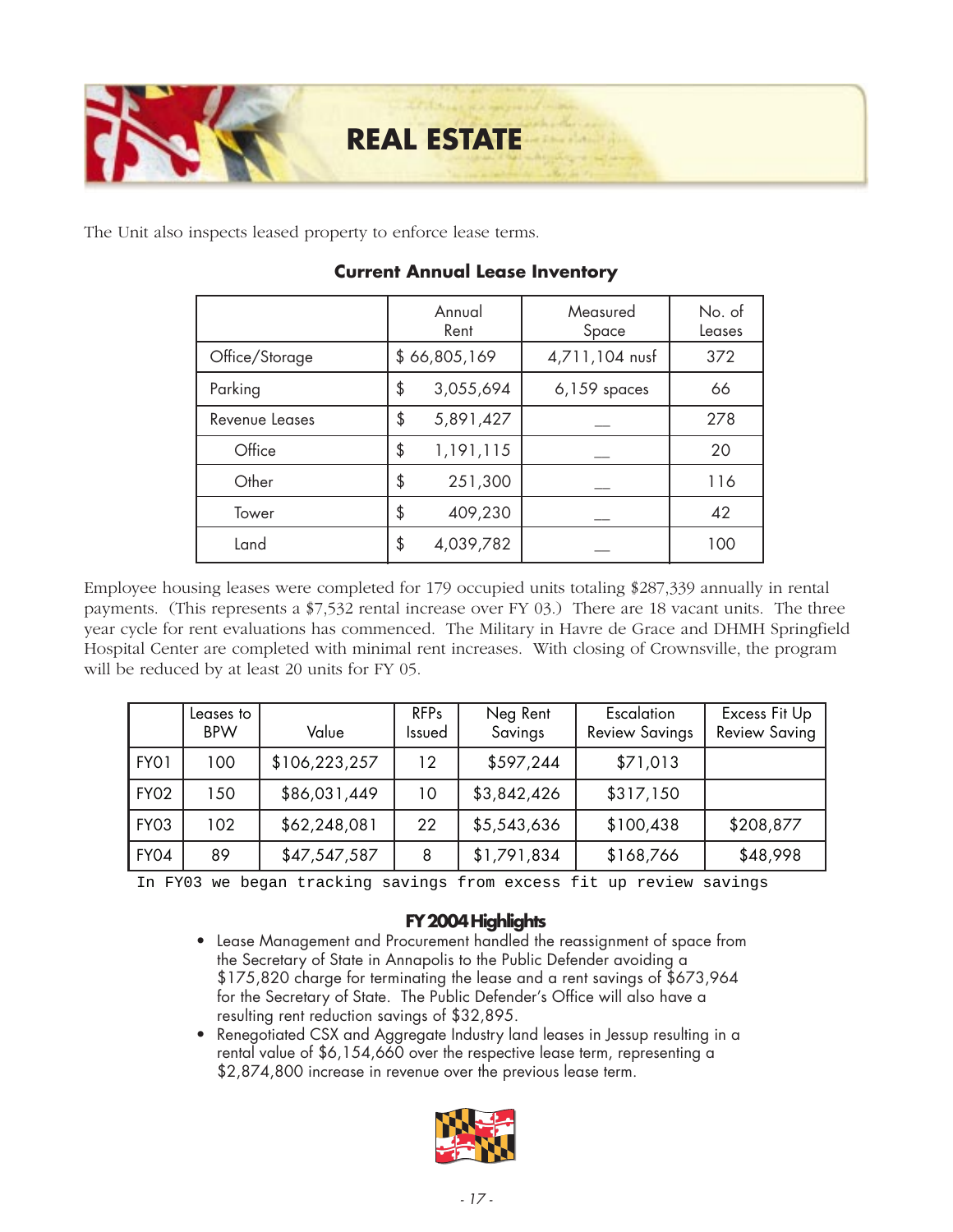# REAL ESTATE

The Unit also inspects leased property to enforce lease terms.

### Current Annual Lease Inventory

| | Annual Rent | Measured Space | No. of Leases |
|---|---|---|---|
| Office/Storage | $ 66,805,169 | 4,711,104 nusf | 372 |
| Parking | $ 3,055,694 | 6,159 spaces | 66 |
| Revenue Leases | $ 5,891,427 | — | 278 |
| Office | $ 1,191,115 | — | 20 |
| Other | $ 251,300 | — | 116 |
| Tower | $ 409,230 | — | 42 |
| Land | $ 4,039,782 | — | 100 |

Employee housing leases were completed for 179 occupied units totaling $287,339 annually in rental payments. (This represents a $7,532 rental increase over FY 03.) There are 18 vacant units. The three year cycle for rent evaluations has commenced. The Military in Havre de Grace and DHMH Springfield Hospital Center are completed with minimal rent increases. With closing of Crownsville, the program will be reduced by at least 20 units for FY 05.

| | Leases to BPW | Value | RFPs Issued | Neg Rent Savings | Escalation Review Savings | Excess Fit Up Review Saving |
|---|---|---|---|---|---|---|
| FY01 | 100 | $106,223,257 | 12 | $597,244 | $71,013 | |
| FY02 | 150 | $86,031,449 | 10 | $3,842,426 | $317,150 | |
| FY03 | 102 | $62,248,081 | 22 | $5,543,636 | $100,438 | $208,877 |
| FY04 | 89 | $47,547,587 | 8 | $1,791,834 | $168,766 | $48,998 |

In FY03 we began tracking savings from excess fit up review savings

### FY 2004 Highlights

- Lease Management and Procurement handled the reassignment of space from the Secretary of State in Annapolis to the Public Defender avoiding a $175,820 charge for terminating the lease and a rent savings of $673,964 for the Secretary of State. The Public Defender's Office will also have a resulting rent reduction savings of $32,895.
- Renegotiated CSX and Aggregate Industry land leases in Jessup resulting in a rental value of $6,154,660 over the respective lease term, representing a $2,874,800 increase in revenue over the previous lease term.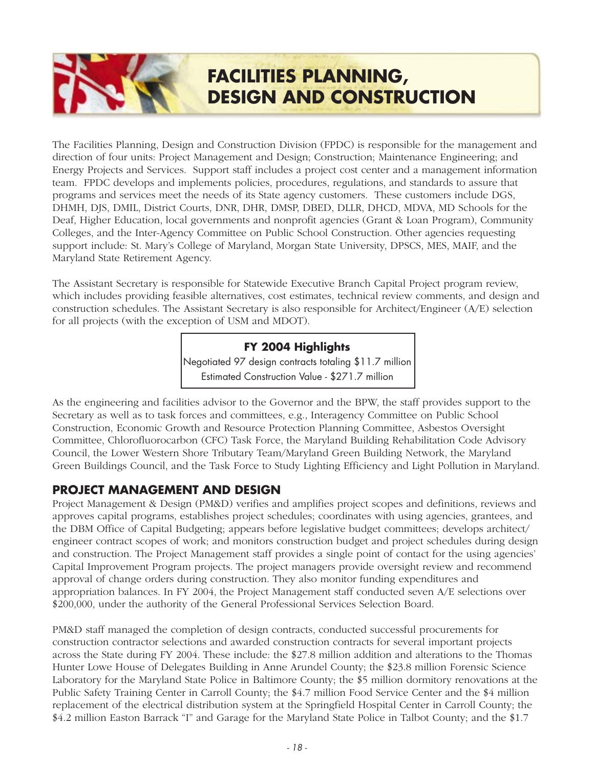# FACILITIES PLANNING, DESIGN AND CONSTRUCTION

The Facilities Planning, Design and Construction Division (FPDC) is responsible for the management and direction of four units: Project Management and Design; Construction; Maintenance Engineering; and Energy Projects and Services. Support staff includes a project cost center and a management information team. FPDC develops and implements policies, procedures, regulations, and standards to assure that programs and services meet the needs of its State agency customers. These customers include DGS, DHMH, DJS, DMIL, District Courts, DNR, DHR, DMSP, DBED, DLLR, DHCD, MDVA, MD Schools for the Deaf, Higher Education, local governments and nonprofit agencies (Grant & Loan Program), Community Colleges, and the Inter-Agency Committee on Public School Construction. Other agencies requesting support include: St. Mary's College of Maryland, Morgan State University, DPSCS, MES, MAIF, and the Maryland State Retirement Agency.

The Assistant Secretary is responsible for Statewide Executive Branch Capital Project program review, which includes providing feasible alternatives, cost estimates, technical review comments, and design and construction schedules. The Assistant Secretary is also responsible for Architect/Engineer (A/E) selection for all projects (with the exception of USM and MDOT).

**FY 2004 Highlights**

Negotiated 97 design contracts totaling $11.7 million

Estimated Construction Value - $271.7 million

As the engineering and facilities advisor to the Governor and the BPW, the staff provides support to the Secretary as well as to task forces and committees, e.g., Interagency Committee on Public School Construction, Economic Growth and Resource Protection Planning Committee, Asbestos Oversight Committee, Chlorofluorocarbon (CFC) Task Force, the Maryland Building Rehabilitation Code Advisory Council, the Lower Western Shore Tributary Team/Maryland Green Building Network, the Maryland Green Buildings Council, and the Task Force to Study Lighting Efficiency and Light Pollution in Maryland.

## PROJECT MANAGEMENT AND DESIGN

Project Management & Design (PM&D) verifies and amplifies project scopes and definitions, reviews and approves capital programs, establishes project schedules; coordinates with using agencies, grantees, and the DBM Office of Capital Budgeting; appears before legislative budget committees; develops architect/engineer contract scopes of work; and monitors construction budget and project schedules during design and construction. The Project Management staff provides a single point of contact for the using agencies' Capital Improvement Program projects. The project managers provide oversight review and recommend approval of change orders during construction. They also monitor funding expenditures and appropriation balances. In FY 2004, the Project Management staff conducted seven A/E selections over $200,000, under the authority of the General Professional Services Selection Board.

PM&D staff managed the completion of design contracts, conducted successful procurements for construction contractor selections and awarded construction contracts for several important projects across the State during FY 2004. These include: the $27.8 million addition and alterations to the Thomas Hunter Lowe House of Delegates Building in Anne Arundel County; the $23.8 million Forensic Science Laboratory for the Maryland State Police in Baltimore County; the $5 million dormitory renovations at the Public Safety Training Center in Carroll County; the $4.7 million Food Service Center and the $4 million replacement of the electrical distribution system at the Springfield Hospital Center in Carroll County; the $4.2 million Easton Barrack "I" and Garage for the Maryland State Police in Talbot County; and the $1.7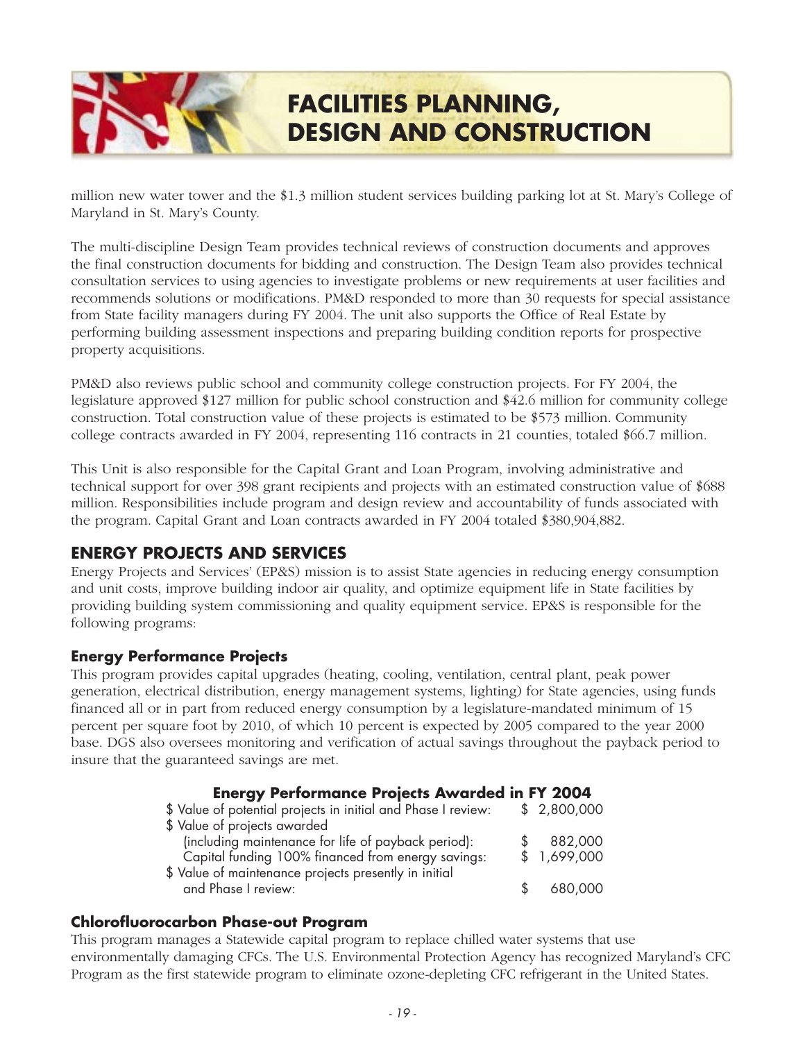# FACILITIES PLANNING, DESIGN AND CONSTRUCTION

million new water tower and the $1.3 million student services building parking lot at St. Mary's College of Maryland in St. Mary's County.

The multi-discipline Design Team provides technical reviews of construction documents and approves the final construction documents for bidding and construction. The Design Team also provides technical consultation services to using agencies to investigate problems or new requirements at user facilities and recommends solutions or modifications. PM&D responded to more than 30 requests for special assistance from State facility managers during FY 2004. The unit also supports the Office of Real Estate by performing building assessment inspections and preparing building condition reports for prospective property acquisitions.

PM&D also reviews public school and community college construction projects. For FY 2004, the legislature approved $127 million for public school construction and $42.6 million for community college construction. Total construction value of these projects is estimated to be $573 million. Community college contracts awarded in FY 2004, representing 116 contracts in 21 counties, totaled $66.7 million.

This Unit is also responsible for the Capital Grant and Loan Program, involving administrative and technical support for over 398 grant recipients and projects with an estimated construction value of $688 million. Responsibilities include program and design review and accountability of funds associated with the program. Capital Grant and Loan contracts awarded in FY 2004 totaled $380,904,882.

## ENERGY PROJECTS AND SERVICES

Energy Projects and Services' (EP&S) mission is to assist State agencies in reducing energy consumption and unit costs, improve building indoor air quality, and optimize equipment life in State facilities by providing building system commissioning and quality equipment service. EP&S is responsible for the following programs:

### Energy Performance Projects

This program provides capital upgrades (heating, cooling, ventilation, central plant, peak power generation, electrical distribution, energy management systems, lighting) for State agencies, using funds financed all or in part from reduced energy consumption by a legislature-mandated minimum of 15 percent per square foot by 2010, of which 10 percent is expected by 2005 compared to the year 2000 base. DGS also oversees monitoring and verification of actual savings throughout the payback period to insure that the guaranteed savings are met.

**Energy Performance Projects Awarded in FY 2004**

| | |
|---|---|
| $ Value of potential projects in initial and Phase I review: | $ 2,800,000 |
| $ Value of projects awarded (including maintenance for life of payback period): | $ 882,000 |
| Capital funding 100% financed from energy savings: | $ 1,699,000 |
| $ Value of maintenance projects presently in initial and Phase I review: | $ 680,000 |

### Chlorofluorocarbon Phase-out Program

This program manages a Statewide capital program to replace chilled water systems that use environmentally damaging CFCs. The U.S. Environmental Protection Agency has recognized Maryland's CFC Program as the first statewide program to eliminate ozone-depleting CFC refrigerant in the United States.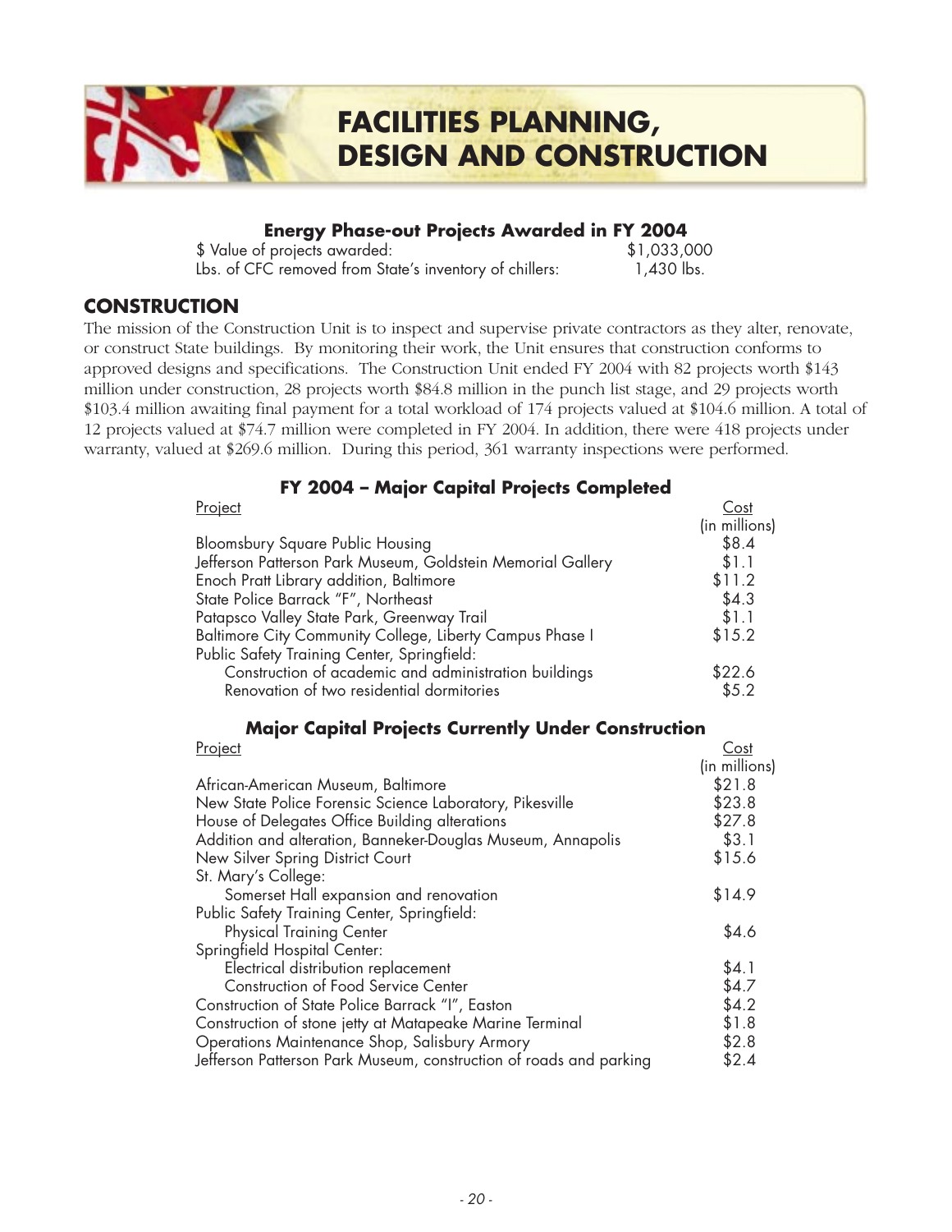# FACILITIES PLANNING, DESIGN AND CONSTRUCTION

### Energy Phase-out Projects Awarded in FY 2004

| | |
|---|---|
| $ Value of projects awarded: | $1,033,000 |
| Lbs. of CFC removed from State's inventory of chillers: | 1,430 lbs. |

## CONSTRUCTION

The mission of the Construction Unit is to inspect and supervise private contractors as they alter, renovate, or construct State buildings. By monitoring their work, the Unit ensures that construction conforms to approved designs and specifications. The Construction Unit ended FY 2004 with 82 projects worth $143 million under construction, 28 projects worth $84.8 million in the punch list stage, and 29 projects worth $103.4 million awaiting final payment for a total workload of 174 projects valued at $104.6 million. A total of 12 projects valued at $74.7 million were completed in FY 2004. In addition, there were 418 projects under warranty, valued at $269.6 million. During this period, 361 warranty inspections were performed.

### FY 2004 – Major Capital Projects Completed

| Project | Cost (in millions) |
|---|---|
| Bloomsbury Square Public Housing | $8.4 |
| Jefferson Patterson Park Museum, Goldstein Memorial Gallery | $1.1 |
| Enoch Pratt Library addition, Baltimore | $11.2 |
| State Police Barrack "F", Northeast | $4.3 |
| Patapsco Valley State Park, Greenway Trail | $1.1 |
| Baltimore City Community College, Liberty Campus Phase I | $15.2 |
| Public Safety Training Center, Springfield: | |
| Construction of academic and administration buildings | $22.6 |
| Renovation of two residential dormitories | $5.2 |

### Major Capital Projects Currently Under Construction

| Project | Cost (in millions) |
|---|---|
| African-American Museum, Baltimore | $21.8 |
| New State Police Forensic Science Laboratory, Pikesville | $23.8 |
| House of Delegates Office Building alterations | $27.8 |
| Addition and alteration, Banneker-Douglas Museum, Annapolis | $3.1 |
| New Silver Spring District Court | $15.6 |
| St. Mary's College: | |
| Somerset Hall expansion and renovation | $14.9 |
| Public Safety Training Center, Springfield: | |
| Physical Training Center | $4.6 |
| Springfield Hospital Center: | |
| Electrical distribution replacement | $4.1 |
| Construction of Food Service Center | $4.7 |
| Construction of State Police Barrack "I", Easton | $4.2 |
| Construction of stone jetty at Matapeake Marine Terminal | $1.8 |
| Operations Maintenance Shop, Salisbury Armory | $2.8 |
| Jefferson Patterson Park Museum, construction of roads and parking | $2.4 |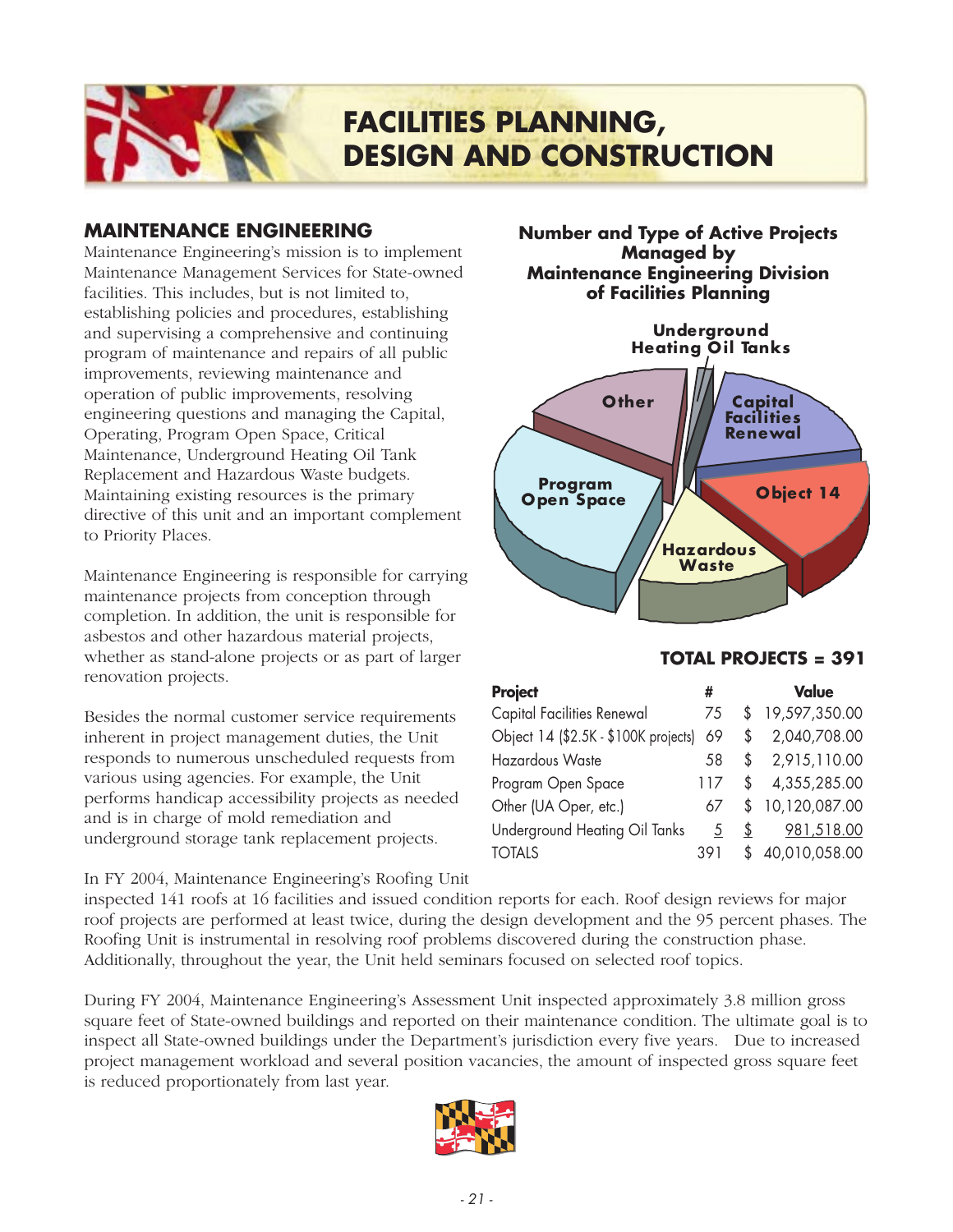# FACILITIES PLANNING, DESIGN AND CONSTRUCTION

## MAINTENANCE ENGINEERING

Maintenance Engineering's mission is to implement Maintenance Management Services for State-owned facilities. This includes, but is not limited to, establishing policies and procedures, establishing and supervising a comprehensive and continuing program of maintenance and repairs of all public improvements, reviewing maintenance and operation of public improvements, resolving engineering questions and managing the Capital, Operating, Program Open Space, Critical Maintenance, Underground Heating Oil Tank Replacement and Hazardous Waste budgets. Maintaining existing resources is the primary directive of this unit and an important complement to Priority Places.

Maintenance Engineering is responsible for carrying maintenance projects from conception through completion. In addition, the unit is responsible for asbestos and other hazardous material projects, whether as stand-alone projects or as part of larger renovation projects.

Besides the normal customer service requirements inherent in project management duties, the Unit responds to numerous unscheduled requests from various using agencies. For example, the Unit performs handicap accessibility projects as needed and is in charge of mold remediation and underground storage tank replacement projects.

**Number and Type of Active Projects Managed by Maintenance Engineering Division of Facilities Planning**

**TOTAL PROJECTS = 391**

| Project | # | Value |
|---|---|---|
| Capital Facilities Renewal | 75 | $ 19,597,350.00 |
| Object 14 ($2.5K - $100K projects) | 69 | $ 2,040,708.00 |
| Hazardous Waste | 58 | $ 2,915,110.00 |
| Program Open Space | 117 | $ 4,355,285.00 |
| Other (UA Oper, etc.) | 67 | $ 10,120,087.00 |
| Underground Heating Oil Tanks | 5 | $ 981,518.00 |
| TOTALS | 391 | $ 40,010,058.00 |

In FY 2004, Maintenance Engineering's Roofing Unit inspected 141 roofs at 16 facilities and issued condition reports for each. Roof design reviews for major roof projects are performed at least twice, during the design development and the 95 percent phases. The Roofing Unit is instrumental in resolving roof problems discovered during the construction phase. Additionally, throughout the year, the Unit held seminars focused on selected roof topics.

During FY 2004, Maintenance Engineering's Assessment Unit inspected approximately 3.8 million gross square feet of State-owned buildings and reported on their maintenance condition. The ultimate goal is to inspect all State-owned buildings under the Department's jurisdiction every five years. Due to increased project management workload and several position vacancies, the amount of inspected gross square feet is reduced proportionately from last year.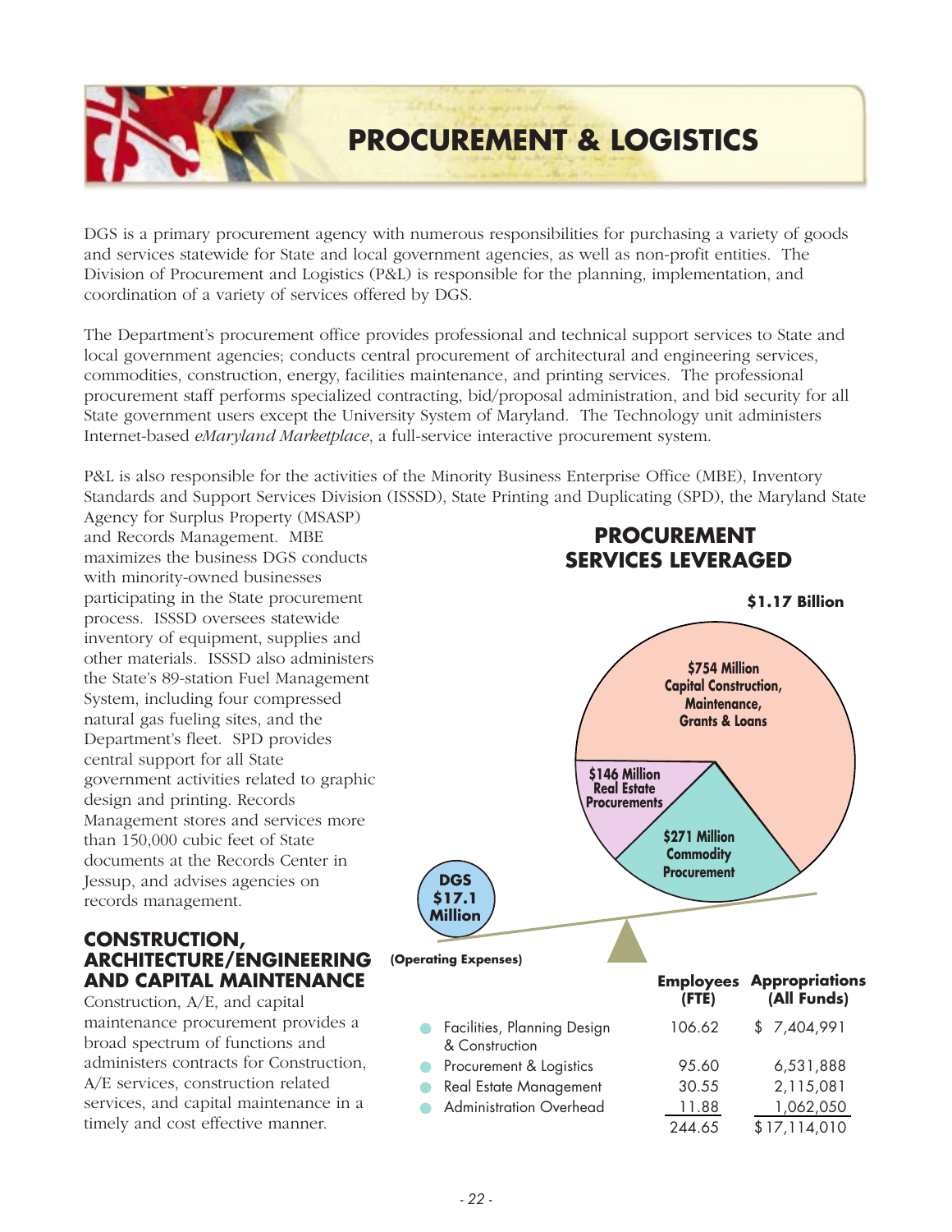# PROCUREMENT & LOGISTICS

DGS is a primary procurement agency with numerous responsibilities for purchasing a variety of goods and services statewide for State and local government agencies, as well as non-profit entities. The Division of Procurement and Logistics (P&L) is responsible for the planning, implementation, and coordination of a variety of services offered by DGS.

The Department's procurement office provides professional and technical support services to State and local government agencies; conducts central procurement of architectural and engineering services, commodities, construction, energy, facilities maintenance, and printing services. The professional procurement staff performs specialized contracting, bid/proposal administration, and bid security for all State government users except the University System of Maryland. The Technology unit administers Internet-based *eMaryland Marketplace*, a full-service interactive procurement system.

P&L is also responsible for the activities of the Minority Business Enterprise Office (MBE), Inventory Standards and Support Services Division (ISSSD), State Printing and Duplicating (SPD), the Maryland State Agency for Surplus Property (MSASP) and Records Management. MBE maximizes the business DGS conducts with minority-owned businesses participating in the State procurement process. ISSSD oversees statewide inventory of equipment, supplies and other materials. ISSSD also administers the State's 89-station Fuel Management System, including four compressed natural gas fueling sites, and the Department's fleet. SPD provides central support for all State government activities related to graphic design and printing. Records Management stores and services more than 150,000 cubic feet of State documents at the Records Center in Jessup, and advises agencies on records management.

## CONSTRUCTION, ARCHITECTURE/ENGINEERING AND CAPITAL MAINTENANCE

Construction, A/E, and capital maintenance procurement provides a broad spectrum of functions and administers contracts for Construction, A/E services, construction related services, and capital maintenance in a timely and cost effective manner.

**PROCUREMENT SERVICES LEVERAGED**

**$1.17 Billion**

- $754 Million Capital Construction, Maintenance, Grants & Loans
- $146 Million Real Estate Procurements
- $271 Million Commodity Procurement

DGS $17.1 Million (Operating Expenses)

| | Employees (FTE) | Appropriations (All Funds) |
|---|---|---|
| Facilities, Planning Design & Construction | 106.62 | $ 7,404,991 |
| Procurement & Logistics | 95.60 | 6,531,888 |
| Real Estate Management | 30.55 | 2,115,081 |
| Administration Overhead | 11.88 | 1,062,050 |
| | 244.65 | $17,114,010 |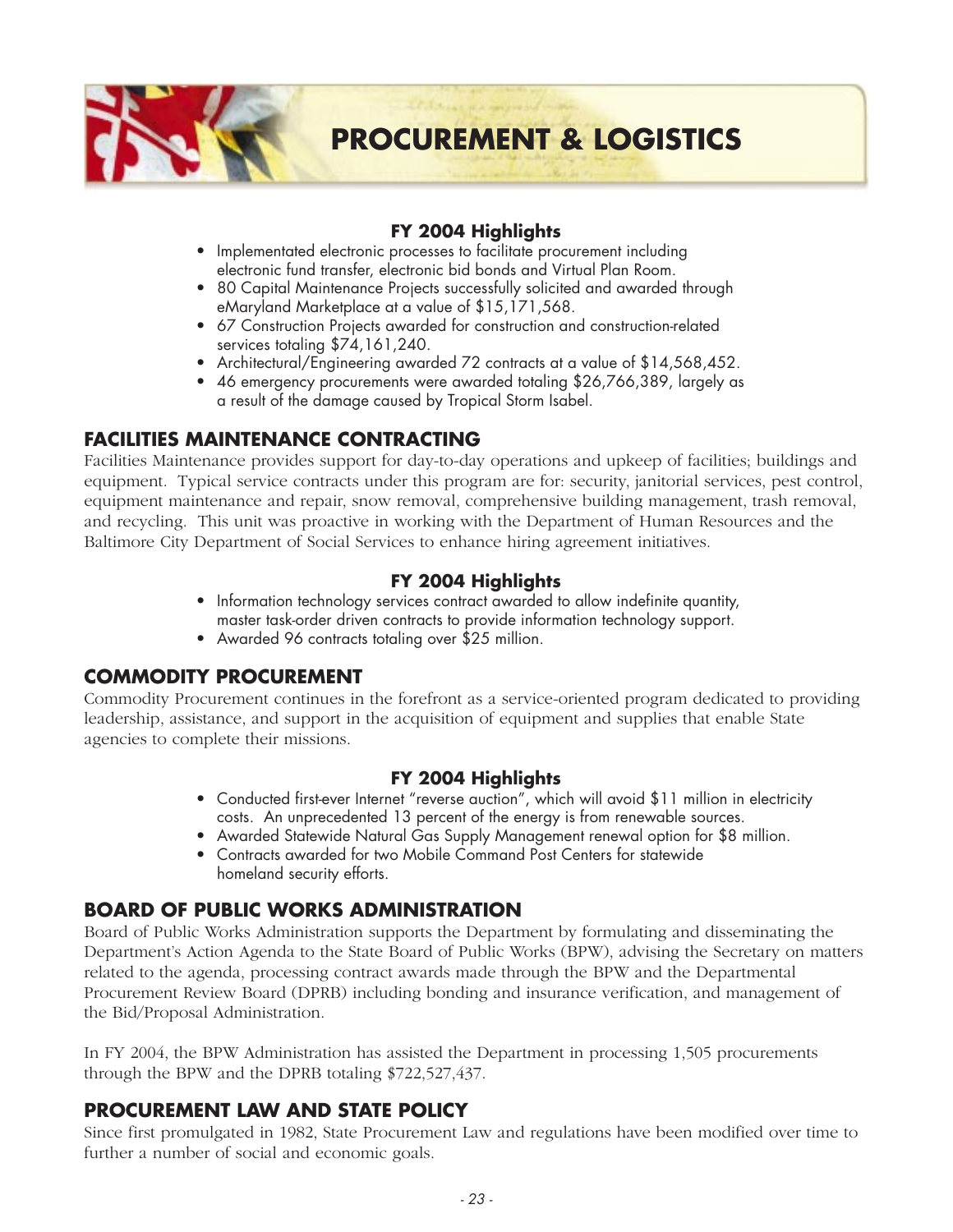# PROCUREMENT & LOGISTICS

### FY 2004 Highlights

- Implementated electronic processes to facilitate procurement including electronic fund transfer, electronic bid bonds and Virtual Plan Room.
- 80 Capital Maintenance Projects successfully solicited and awarded through eMaryland Marketplace at a value of $15,171,568.
- 67 Construction Projects awarded for construction and construction-related services totaling $74,161,240.
- Architectural/Engineering awarded 72 contracts at a value of $14,568,452.
- 46 emergency procurements were awarded totaling $26,766,389, largely as a result of the damage caused by Tropical Storm Isabel.

## FACILITIES MAINTENANCE CONTRACTING

Facilities Maintenance provides support for day-to-day operations and upkeep of facilities; buildings and equipment. Typical service contracts under this program are for: security, janitorial services, pest control, equipment maintenance and repair, snow removal, comprehensive building management, trash removal, and recycling. This unit was proactive in working with the Department of Human Resources and the Baltimore City Department of Social Services to enhance hiring agreement initiatives.

### FY 2004 Highlights

- Information technology services contract awarded to allow indefinite quantity, master task-order driven contracts to provide information technology support.
- Awarded 96 contracts totaling over $25 million.

## COMMODITY PROCUREMENT

Commodity Procurement continues in the forefront as a service-oriented program dedicated to providing leadership, assistance, and support in the acquisition of equipment and supplies that enable State agencies to complete their missions.

### FY 2004 Highlights

- Conducted first-ever Internet "reverse auction", which will avoid $11 million in electricity costs. An unprecedented 13 percent of the energy is from renewable sources.
- Awarded Statewide Natural Gas Supply Management renewal option for $8 million.
- Contracts awarded for two Mobile Command Post Centers for statewide homeland security efforts.

## BOARD OF PUBLIC WORKS ADMINISTRATION

Board of Public Works Administration supports the Department by formulating and disseminating the Department's Action Agenda to the State Board of Public Works (BPW), advising the Secretary on matters related to the agenda, processing contract awards made through the BPW and the Departmental Procurement Review Board (DPRB) including bonding and insurance verification, and management of the Bid/Proposal Administration.

In FY 2004, the BPW Administration has assisted the Department in processing 1,505 procurements through the BPW and the DPRB totaling $722,527,437.

## PROCUREMENT LAW AND STATE POLICY

Since first promulgated in 1982, State Procurement Law and regulations have been modified over time to further a number of social and economic goals.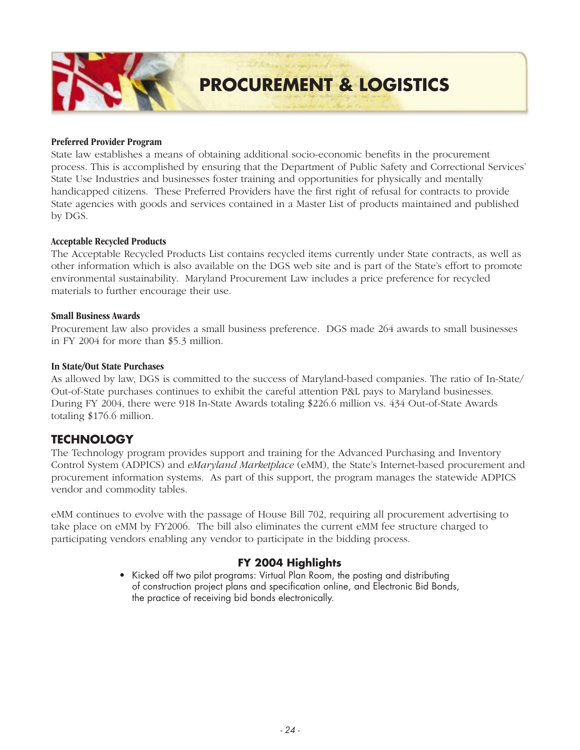# PROCUREMENT & LOGISTICS

**Preferred Provider Program**

State law establishes a means of obtaining additional socio-economic benefits in the procurement process. This is accomplished by ensuring that the Department of Public Safety and Correctional Services' State Use Industries and businesses foster training and opportunities for physically and mentally handicapped citizens. These Preferred Providers have the first right of refusal for contracts to provide State agencies with goods and services contained in a Master List of products maintained and published by DGS.

**Acceptable Recycled Products**

The Acceptable Recycled Products List contains recycled items currently under State contracts, as well as other information which is also available on the DGS web site and is part of the State's effort to promote environmental sustainability. Maryland Procurement Law includes a price preference for recycled materials to further encourage their use.

**Small Business Awards**

Procurement law also provides a small business preference. DGS made 264 awards to small businesses in FY 2004 for more than $5.3 million.

**In State/Out State Purchases**

As allowed by law, DGS is committed to the success of Maryland-based companies. The ratio of In-State/Out-of-State purchases continues to exhibit the careful attention P&L pays to Maryland businesses. During FY 2004, there were 918 In-State Awards totaling $226.6 million vs. 434 Out-of-State Awards totaling $176.6 million.

## TECHNOLOGY

The Technology program provides support and training for the Advanced Purchasing and Inventory Control System (ADPICS) and *eMaryland Marketplace* (eMM), the State's Internet-based procurement and procurement information systems. As part of this support, the program manages the statewide ADPICS vendor and commodity tables.

eMM continues to evolve with the passage of House Bill 702, requiring all procurement advertising to take place on eMM by FY2006. The bill also eliminates the current eMM fee structure charged to participating vendors enabling any vendor to participate in the bidding process.

### FY 2004 Highlights

- Kicked off two pilot programs: Virtual Plan Room, the posting and distributing of construction project plans and specification online, and Electronic Bid Bonds, the practice of receiving bid bonds electronically.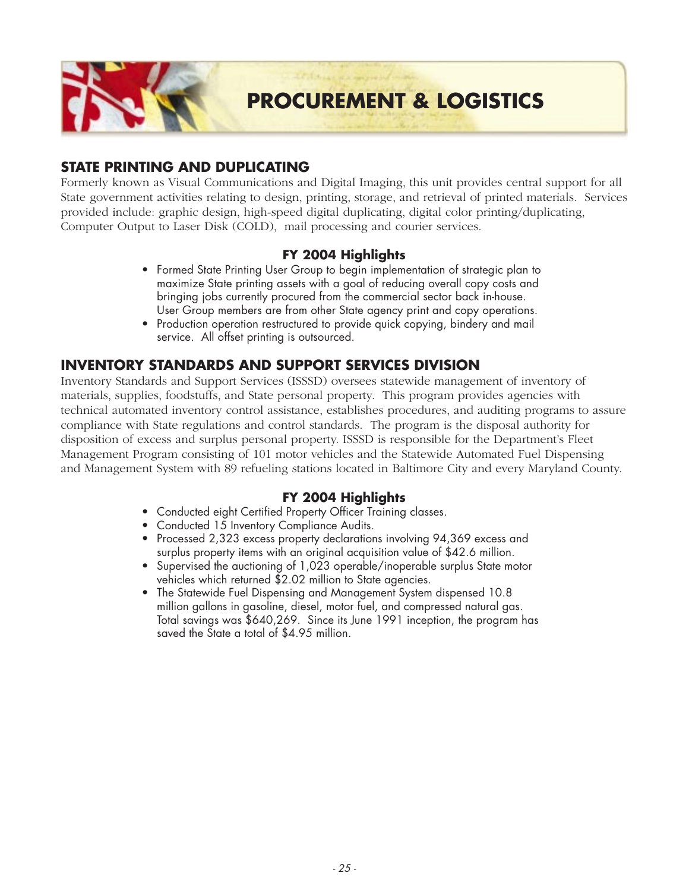# PROCUREMENT & LOGISTICS

## STATE PRINTING AND DUPLICATING

Formerly known as Visual Communications and Digital Imaging, this unit provides central support for all State government activities relating to design, printing, storage, and retrieval of printed materials. Services provided include: graphic design, high-speed digital duplicating, digital color printing/duplicating, Computer Output to Laser Disk (COLD), mail processing and courier services.

### FY 2004 Highlights

- Formed State Printing User Group to begin implementation of strategic plan to maximize State printing assets with a goal of reducing overall copy costs and bringing jobs currently procured from the commercial sector back in-house. User Group members are from other State agency print and copy operations.
- Production operation restructured to provide quick copying, bindery and mail service. All offset printing is outsourced.

## INVENTORY STANDARDS AND SUPPORT SERVICES DIVISION

Inventory Standards and Support Services (ISSSD) oversees statewide management of inventory of materials, supplies, foodstuffs, and State personal property. This program provides agencies with technical automated inventory control assistance, establishes procedures, and auditing programs to assure compliance with State regulations and control standards. The program is the disposal authority for disposition of excess and surplus personal property. ISSSD is responsible for the Department's Fleet Management Program consisting of 101 motor vehicles and the Statewide Automated Fuel Dispensing and Management System with 89 refueling stations located in Baltimore City and every Maryland County.

### FY 2004 Highlights

- Conducted eight Certified Property Officer Training classes.
- Conducted 15 Inventory Compliance Audits.
- Processed 2,323 excess property declarations involving 94,369 excess and surplus property items with an original acquisition value of $42.6 million.
- Supervised the auctioning of 1,023 operable/inoperable surplus State motor vehicles which returned $2.02 million to State agencies.
- The Statewide Fuel Dispensing and Management System dispensed 10.8 million gallons in gasoline, diesel, motor fuel, and compressed natural gas. Total savings was $640,269. Since its June 1991 inception, the program has saved the State a total of $4.95 million.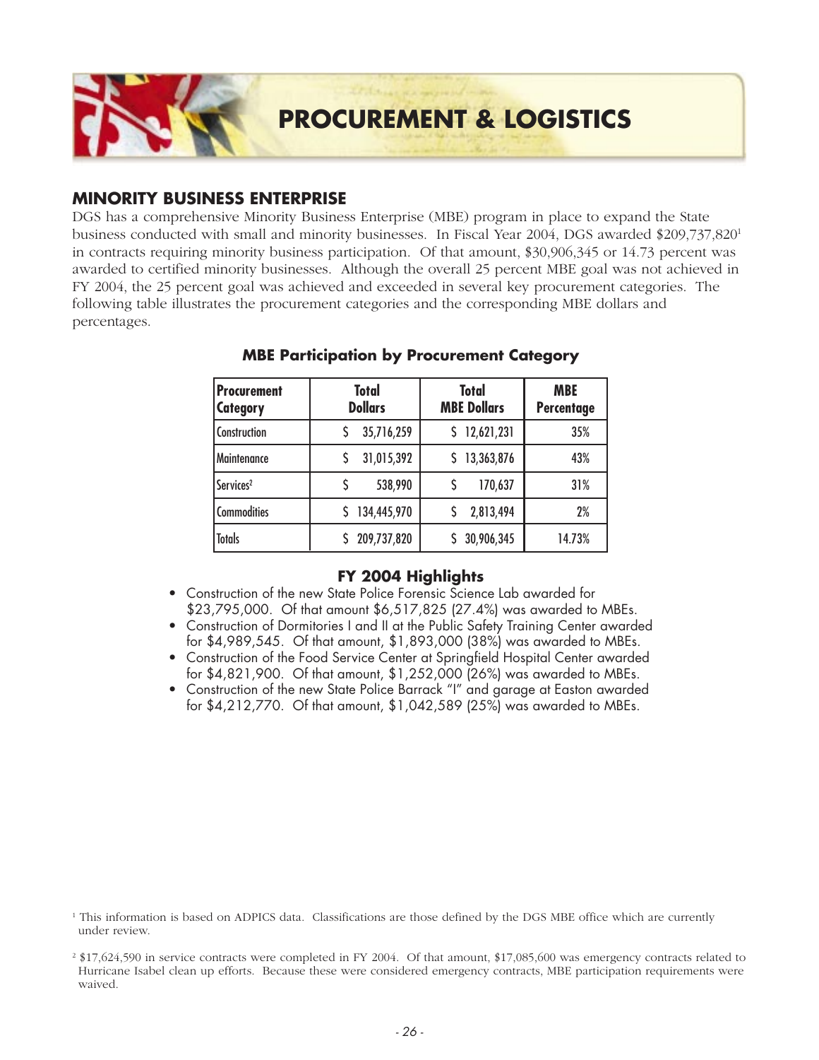# PROCUREMENT & LOGISTICS

## MINORITY BUSINESS ENTERPRISE

DGS has a comprehensive Minority Business Enterprise (MBE) program in place to expand the State business conducted with small and minority businesses. In Fiscal Year 2004, DGS awarded $209,737,820[1] in contracts requiring minority business participation. Of that amount, $30,906,345 or 14.73 percent was awarded to certified minority businesses. Although the overall 25 percent MBE goal was not achieved in FY 2004, the 25 percent goal was achieved and exceeded in several key procurement categories. The following table illustrates the procurement categories and the corresponding MBE dollars and percentages.

### MBE Participation by Procurement Category

| Procurement Category | Total Dollars | Total MBE Dollars | MBE Percentage |
|---|---|---|---|
| Construction | $ 35,716,259 | $ 12,621,231 | 35% |
| Maintenance | $ 31,015,392 | $ 13,363,876 | 43% |
| Services[2] | $ 538,990 | $ 170,637 | 31% |
| Commodities | $ 134,445,970 | $ 2,813,494 | 2% |
| Totals | $ 209,737,820 | $ 30,906,345 | 14.73% |

### FY 2004 Highlights

- Construction of the new State Police Forensic Science Lab awarded for $23,795,000. Of that amount $6,517,825 (27.4%) was awarded to MBEs.
- Construction of Dormitories I and II at the Public Safety Training Center awarded for $4,989,545. Of that amount, $1,893,000 (38%) was awarded to MBEs.
- Construction of the Food Service Center at Springfield Hospital Center awarded for $4,821,900. Of that amount, $1,252,000 (26%) was awarded to MBEs.
- Construction of the new State Police Barrack "I" and garage at Easton awarded for $4,212,770. Of that amount, $1,042,589 (25%) was awarded to MBEs.

[1] This information is based on ADPICS data. Classifications are those defined by the DGS MBE office which are currently under review.

[2] $17,624,590 in service contracts were completed in FY 2004. Of that amount, $17,085,600 was emergency contracts related to Hurricane Isabel clean up efforts. Because these were considered emergency contracts, MBE participation requirements were waived.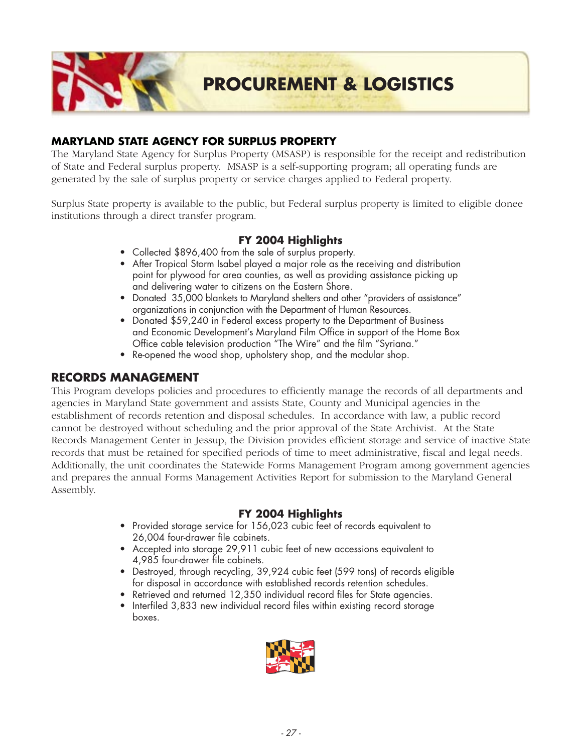# PROCUREMENT & LOGISTICS

## MARYLAND STATE AGENCY FOR SURPLUS PROPERTY

The Maryland State Agency for Surplus Property (MSASP) is responsible for the receipt and redistribution of State and Federal surplus property. MSASP is a self-supporting program; all operating funds are generated by the sale of surplus property or service charges applied to Federal property.

Surplus State property is available to the public, but Federal surplus property is limited to eligible donee institutions through a direct transfer program.

### FY 2004 Highlights

- Collected $896,400 from the sale of surplus property.
- After Tropical Storm Isabel played a major role as the receiving and distribution point for plywood for area counties, as well as providing assistance picking up and delivering water to citizens on the Eastern Shore.
- Donated 35,000 blankets to Maryland shelters and other "providers of assistance" organizations in conjunction with the Department of Human Resources.
- Donated $59,240 in Federal excess property to the Department of Business and Economic Development's Maryland Film Office in support of the Home Box Office cable television production "The Wire" and the film "Syriana."
- Re-opened the wood shop, upholstery shop, and the modular shop.

## RECORDS MANAGEMENT

This Program develops policies and procedures to efficiently manage the records of all departments and agencies in Maryland State government and assists State, County and Municipal agencies in the establishment of records retention and disposal schedules. In accordance with law, a public record cannot be destroyed without scheduling and the prior approval of the State Archivist. At the State Records Management Center in Jessup, the Division provides efficient storage and service of inactive State records that must be retained for specified periods of time to meet administrative, fiscal and legal needs. Additionally, the unit coordinates the Statewide Forms Management Program among government agencies and prepares the annual Forms Management Activities Report for submission to the Maryland General Assembly.

### FY 2004 Highlights

- Provided storage service for 156,023 cubic feet of records equivalent to 26,004 four-drawer file cabinets.
- Accepted into storage 29,911 cubic feet of new accessions equivalent to 4,985 four-drawer file cabinets.
- Destroyed, through recycling, 39,924 cubic feet (599 tons) of records eligible for disposal in accordance with established records retention schedules.
- Retrieved and returned 12,350 individual record files for State agencies.
- Interfiled 3,833 new individual record files within existing record storage boxes.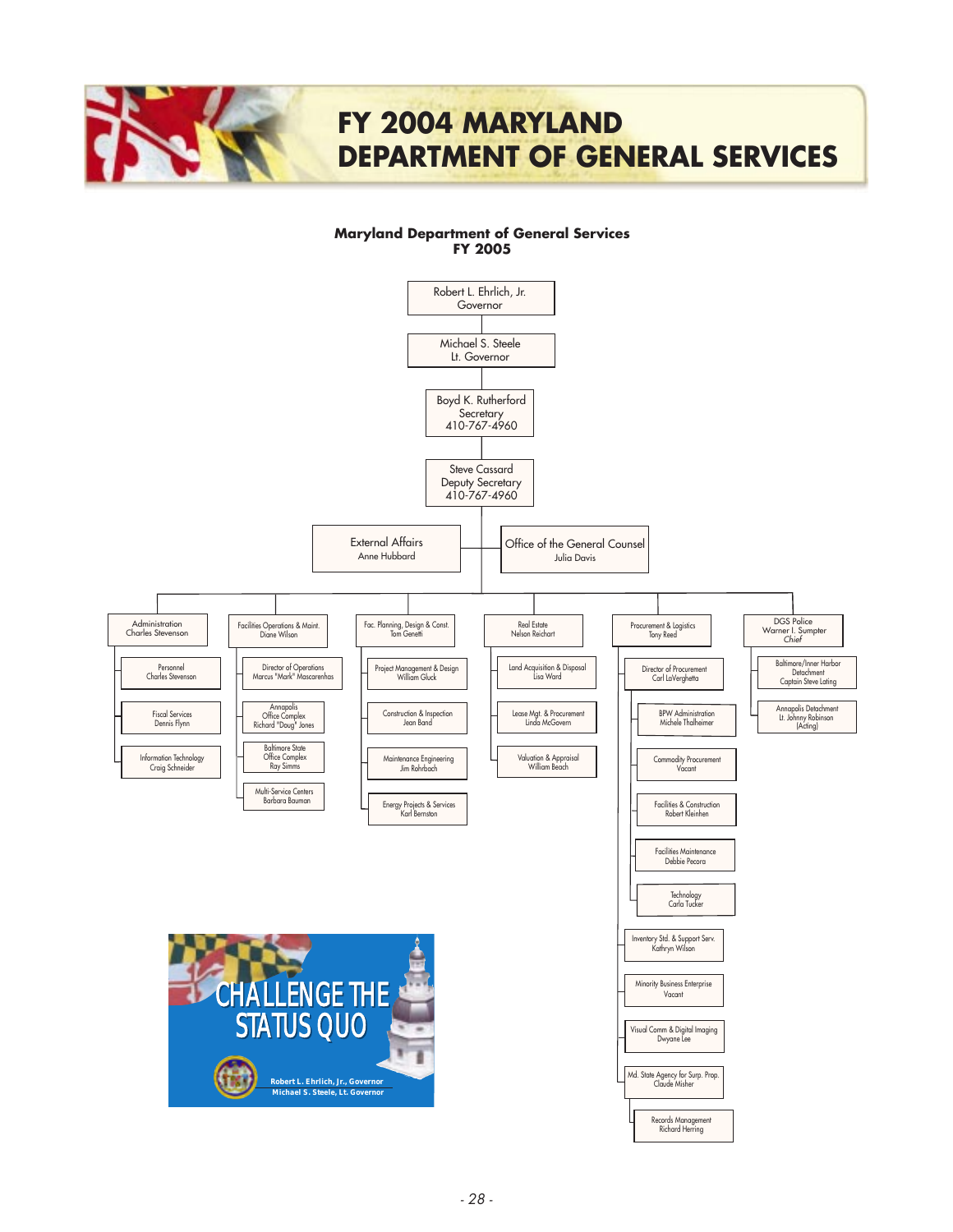# FY 2004 MARYLAND DEPARTMENT OF GENERAL SERVICES

**Maryland Department of General Services**
**FY 2005**

- Robert L. Ehrlich, Jr.
  Governor
  - Michael S. Steele
    Lt. Governor
    - Boyd K. Rutherford
      Secretary
      410-767-4960
      - Steve Cassard
        Deputy Secretary
        410-767-4960
        - External Affairs — Anne Hubbard
        - Office of the General Counsel — Julia Davis
        - Administration — Charles Stevenson
          - Personnel — Charles Stevenson
          - Fiscal Services — Dennis Flynn
          - Information Technology — Craig Schneider
        - Facilities Operations & Maint. — Diane Wilson
          - Director of Operations — Marcus "Mark" Mascarenhas
          - Annapolis Office Complex — Richard "Doug" Jones
          - Baltimore State Office Complex — Ray Simms
          - Multi-Service Centers — Barbara Bauman
        - Fac. Planning, Design & Const. — Tom Genetti
          - Project Management & Design — William Gluck
          - Construction & Inspection — Jean Band
          - Maintenance Engineering — Jim Rohrbach
          - Energy Projects & Services — Karl Bernston
        - Real Estate — Nelson Reichart
          - Land Acquisition & Disposal — Lisa Ward
          - Lease Mgt. & Procurement — Linda McGovern
          - Valuation & Appraisal — William Beach
        - Procurement & Logistics — Tony Reed
          - Director of Procurement — Carl LaVerghetta
            - BPW Administration — Michele Thalheimer
            - Commodity Procurement — Vacant
            - Facilities & Construction — Robert Kleinhen
            - Facilities Maintenance — Debbie Pecora
            - Technology — Carla Tucker
          - Inventory Std. & Support Serv. — Kathryn Wilson
          - Minority Business Enterprise — Vacant
          - Visual Comm & Digital Imaging — Dwyane Lee
          - Md. State Agency for Surp. Prop. — Claude Misher
            - Records Management — Richard Herring
        - DGS Police — Warner I. Sumpter, *Chief*
          - Baltimore/Inner Harbor Detachment — Captain Steve Lating
          - Annapolis Detachment — Lt. Johnny Robinson (Acting)

CHALLENGE THE STATUS QUO

Robert L. Ehrlich, Jr., Governor
Michael S. Steele, Lt. Governor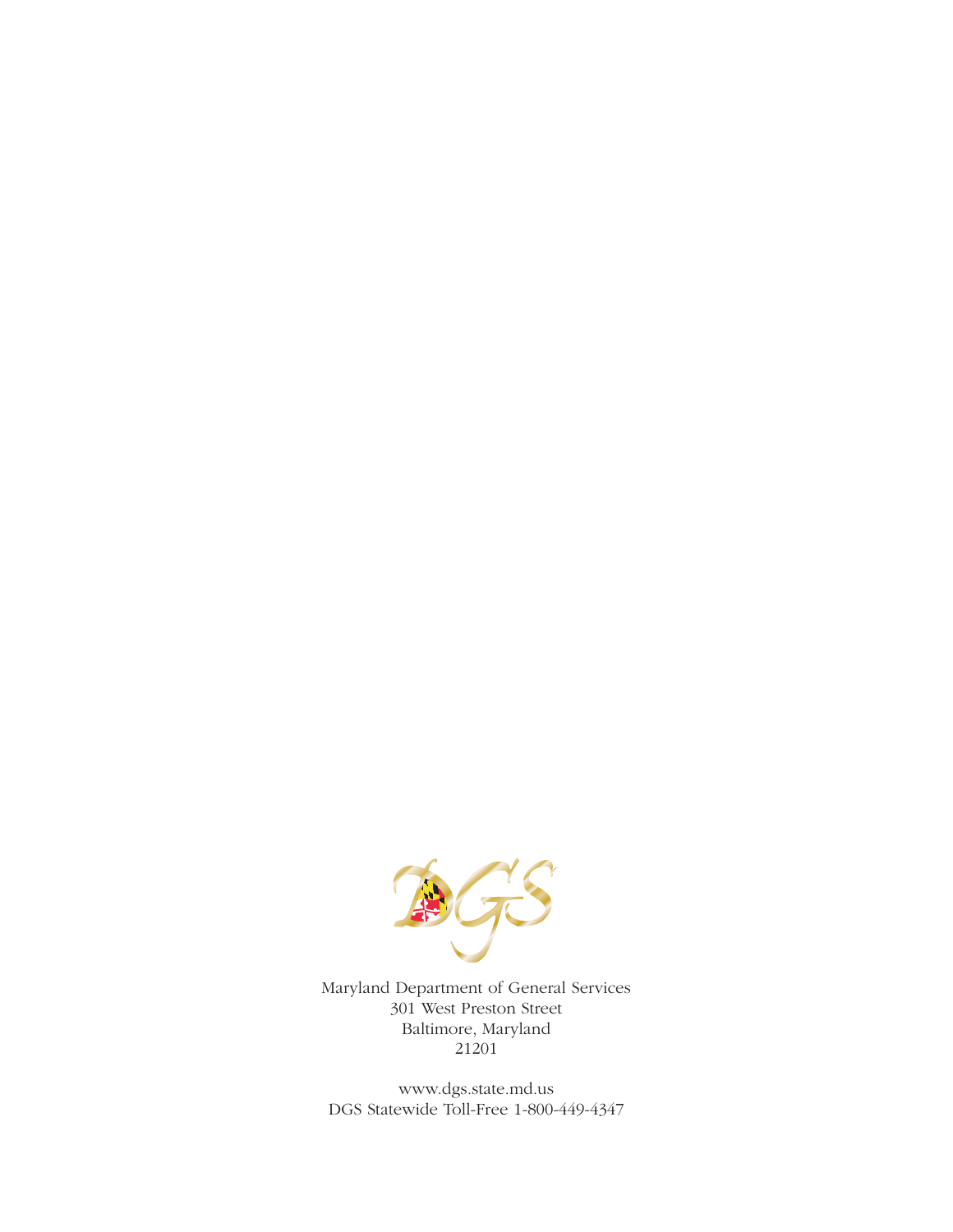DGS

Maryland Department of General Services
301 West Preston Street
Baltimore, Maryland
21201

www.dgs.state.md.us
DGS Statewide Toll-Free 1-800-449-4347